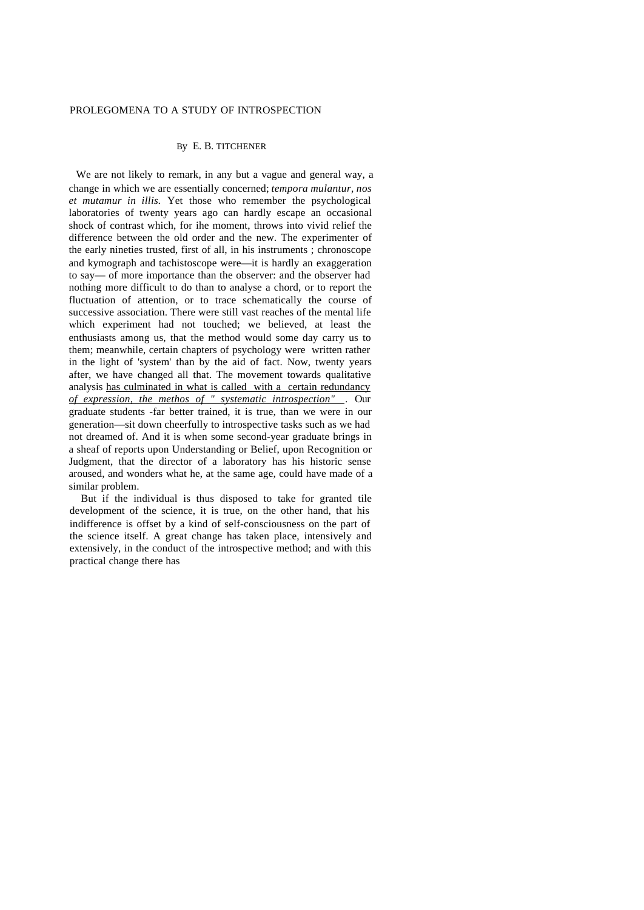# PROLEGOMENA TO A STUDY OF INTROSPECTION

By E. B. TITCHENER

We are not likely to remark, in any but a vague and general way, a change in which we are essentially concerned; *tempora mulantur, nos et mutamur in illis.* Yet those who remember the psychological laboratories of twenty years ago can hardly escape an occasional shock of contrast which, for ihe moment, throws into vivid relief the difference between the old order and the new. The experimenter of the early nineties trusted, first of all, in his instruments ; chronoscope and kymograph and tachistoscope were—it is hardly an exaggeration to say— of more importance than the observer: and the observer had nothing more difficult to do than to analyse a chord, or to report the fluctuation of attention, or to trace schematically the course of successive association. There were still vast reaches of the mental life which experiment had not touched; we believed, at least the enthusiasts among us, that the method would some day carry us to them; meanwhile, certain chapters of psychology were written rather in the light of 'system' than by the aid of fact. Now, twenty years after, we have changed all that. The movement towards qualitative analysis has culminated in what is called with a certain redundancy *of expression, the methos of " systematic introspection"* . Our graduate students -far better trained, it is true, than we were in our generation—sit down cheerfully to introspective tasks such as we had not dreamed of. And it is when some second-year graduate brings in a sheaf of reports upon Understanding or Belief, upon Recognition or Judgment, that the director of a laboratory has his historic sense aroused, and wonders what he, at the same age, could have made of a similar problem.

But if the individual is thus disposed to take for granted tile development of the science, it is true, on the other hand, that his indifference is offset by a kind of self-consciousness on the part of the science itself. A great change has taken place, intensively and extensively, in the conduct of the introspective method; and with this practical change there has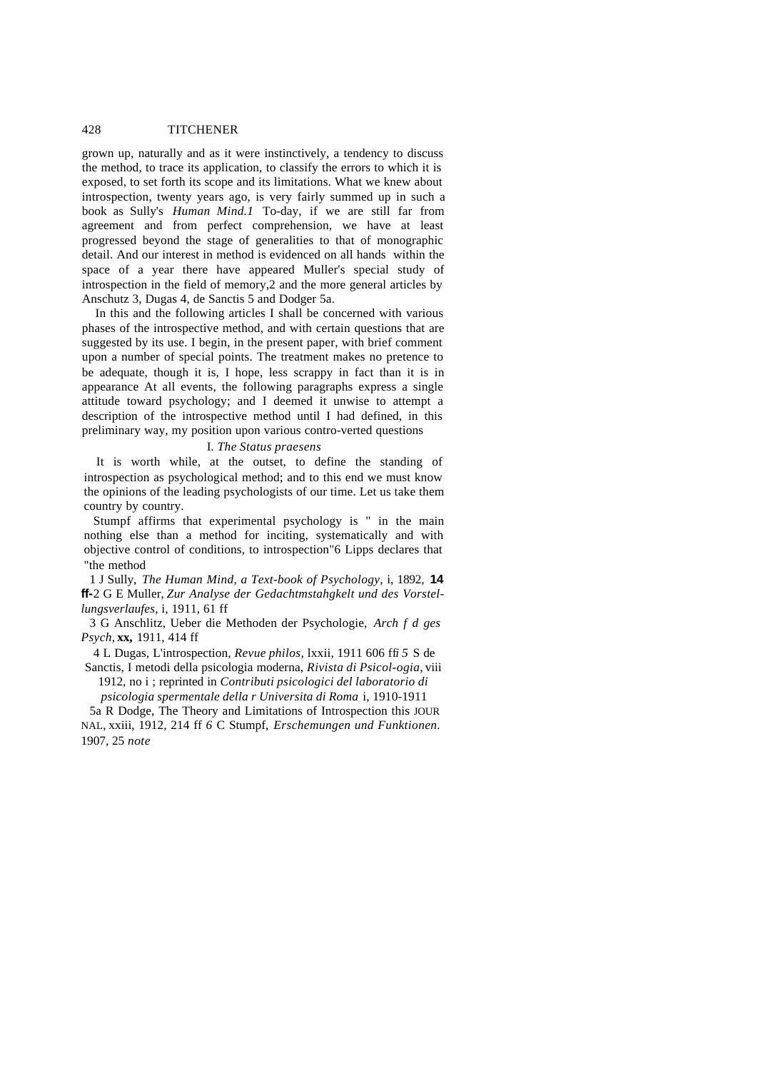grown up, naturally and as it were instinctively, a tendency to discuss the method, to trace its application, to classify the errors to which it is exposed, to set forth its scope and its limitations. What we knew about introspection, twenty years ago, is very fairly summed up in such a book as Sully's *Human Mind.*[1] To-day, if we are still far from agreement and from perfect comprehension, we have at least progressed beyond the stage of generalities to that of monographic detail. And our interest in method is evidenced on all hands within the space of a year there have appeared Muller's special study of introspection in the field of memory,[2] and the more general articles by Anschutz [3], Dugas [4], de Sanctis [5] and Dodger [5a].

In this and the following articles I shall be concerned with various phases of the introspective method, and with certain questions that are suggested by its use. I begin, in the present paper, with brief comment upon a number of special points. The treatment makes no pretence to be adequate, though it is, I hope, less scrappy in fact than it is in appearance At all events, the following paragraphs express a single attitude toward psychology; and I deemed it unwise to attempt a description of the introspective method until I had defined, in this preliminary way, my position upon various contro-verted questions

### I. *The Status praesens*

It is worth while, at the outset, to define the standing of introspection as psychological method; and to this end we must know the opinions of the leading psychologists of our time. Let us take them country by country.

Stumpf affirms that experimental psychology is " in the main nothing else than a method for inciting, systematically and with objective control of conditions, to introspection"[6] Lipps declares that "the method

1 J Sully, *The Human Mind, a Text-book of Psychology,* i, 1892, **14 ff-**

2 G E Muller, *Zur Analyse der Gedachtmstahgkelt und des Vorstel-lungsverlaufes,* i, 1911, 61 ff

3 G Anschlitz, Ueber die Methoden der Psychologie, *Arch f d ges Psych,* **xx,** 1911, 414 ff

4 L Dugas, L'introspection, *Revue philos,* lxxii, 1911 606 ff

5 S de Sanctis, I metodi della psicologia moderna, *Rivista di Psicol-ogia,* viii 1912, no i ; reprinted in *Contributi psicologici del laboratorio di psicologia spermentale della r Universita di Roma* i, 1910-1911

5a R Dodge, The Theory and Limitations of Introspection this JOURNAL, xxiii, 1912, 214 ff

6 C Stumpf, *Erschemungen und Funktionen.* 1907, 25 *note*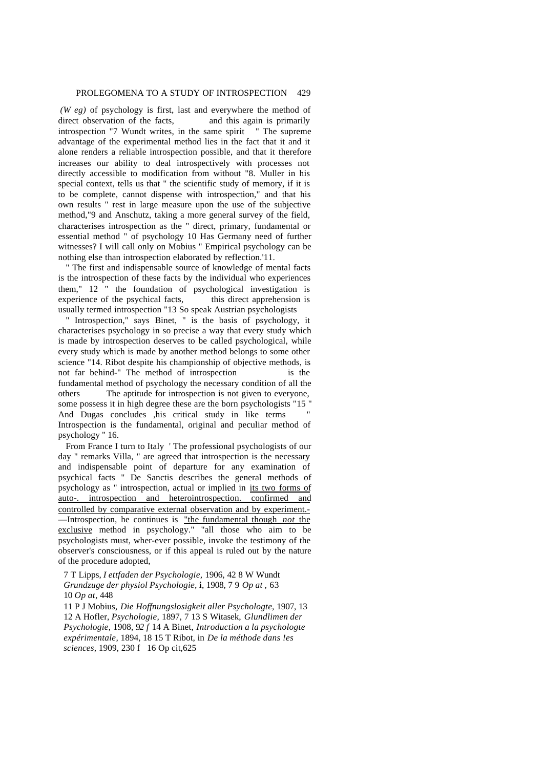*(W eg)* of psychology is first, last and everywhere the method of direct observation of the facts, and this again is primarily introspection "7 Wundt writes, in the same spirit " The supreme advantage of the experimental method lies in the fact that it and it alone renders a reliable introspection possible, and that it therefore increases our ability to deal introspectively with processes not directly accessible to modification from without "8. Muller in his special context, tells us that " the scientific study of memory, if it is to be complete, cannot dispense with introspection," and that his own results " rest in large measure upon the use of the subjective method,"9 and Anschutz, taking a more general survey of the field, characterises introspection as the " direct, primary, fundamental or essential method " of psychology 10 Has Germany need of further witnesses? I will call only on Mobius " Empirical psychology can be nothing else than introspection elaborated by reflection.'11.

" The first and indispensable source of knowledge of mental facts is the introspection of these facts by the individual who experiences them," 12 " the foundation of psychological investigation is experience of the psychical facts, this direct apprehension is usually termed introspection "13 So speak Austrian psychologists

" Introspection," says Binet, " is the basis of psychology, it characterises psychology in so precise a way that every study which is made by introspection deserves to be called psychological, while every study which is made by another method belongs to some other science "14. Ribot despite his championship of objective methods, is not far behind-" The method of introspection is the fundamental method of psychology the necessary condition of all the others The aptitude for introspection is not given to everyone, some possess it in high degree these are the born psychologists "15 " And Dugas concludes ,his critical study in like terms " Introspection is the fundamental, original and peculiar method of psychology " 16.

From France I turn to Italy ' The professional psychologists of our day " remarks Villa, " are agreed that introspection is the necessary and indispensable point of departure for any examination of psychical facts " De Sanctis describes the general methods of psychology as " introspection, actual or implied in its two forms of auto-. introspection and heterointrospection. confirmed and controlled by comparative external observation and by experiment.- —Introspection, he continues is "the fundamental though *not* the exclusive method in psychology." "all those who aim to be psychologists must, wher-ever possible, invoke the testimony of the observer's consciousness, or if this appeal is ruled out by the nature of the procedure adopted,

7 T Lipps, *I ettfaden der Psychologie,* 1906, 42 8 W Wundt *Grundzuge der physiol Psychologie,* **i**, 1908, 7 9 *Op at ,* 63
10 *Op at,* 448
11 P J Mobius, *Die Hoffnungslosigkeit aller Psychologte,* 1907, 13
12 A Hofler, *Psychologie,* 1897, 7 13 S Witasek, *Glundlimen der Psychologie,* 1908, 92 *f* 14 A Binet, *Introduction a la psychologte expérimentale,* 1894, 18 15 T Ribot, in *De la méthode dans !es sciences,* 1909, 230 f 16 Op cit,625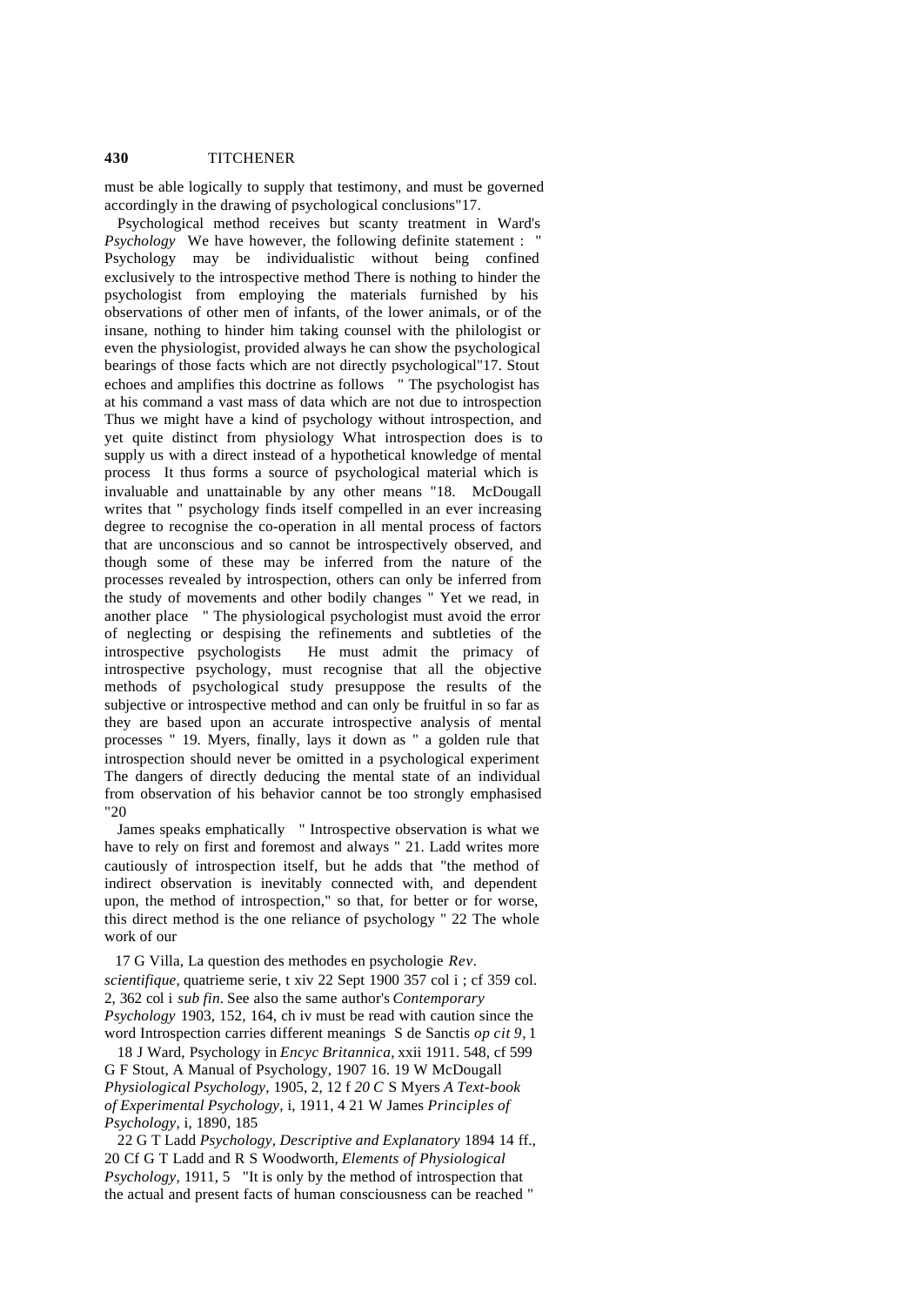must be able logically to supply that testimony, and must be governed accordingly in the drawing of psychological conclusions"17.

Psychological method receives but scanty treatment in Ward's *Psychology* We have however, the following definite statement : " Psychology may be individualistic without being confined exclusively to the introspective method There is nothing to hinder the psychologist from employing the materials furnished by his observations of other men of infants, of the lower animals, or of the insane, nothing to hinder him taking counsel with the philologist or even the physiologist, provided always he can show the psychological bearings of those facts which are not directly psychological"17. Stout echoes and amplifies this doctrine as follows " The psychologist has at his command a vast mass of data which are not due to introspection Thus we might have a kind of psychology without introspection, and yet quite distinct from physiology What introspection does is to supply us with a direct instead of a hypothetical knowledge of mental process It thus forms a source of psychological material which is invaluable and unattainable by any other means "18. McDougall writes that " psychology finds itself compelled in an ever increasing degree to recognise the co-operation in all mental process of factors that are unconscious and so cannot be introspectively observed, and though some of these may be inferred from the nature of the processes revealed by introspection, others can only be inferred from the study of movements and other bodily changes " Yet we read, in another place " The physiological psychologist must avoid the error of neglecting or despising the refinements and subtleties of the introspective psychologists He must admit the primacy of introspective psychology, must recognise that all the objective methods of psychological study presuppose the results of the subjective or introspective method and can only be fruitful in so far as they are based upon an accurate introspective analysis of mental processes " 19. Myers, finally, lays it down as " a golden rule that introspection should never be omitted in a psychological experiment The dangers of directly deducing the mental state of an individual from observation of his behavior cannot be too strongly emphasised "20

James speaks emphatically " Introspective observation is what we have to rely on first and foremost and always " 21. Ladd writes more cautiously of introspection itself, but he adds that "the method of indirect observation is inevitably connected with, and dependent upon, the method of introspection," so that, for better or for worse, this direct method is the one reliance of psychology " 22 The whole work of our

17 G Villa, La question des methodes en psychologie *Rev. scientifique,* quatrieme serie, t xiv 22 Sept 1900 357 col i ; cf 359 col. 2, 362 col i *sub fin.* See also the same author's *Contemporary Psychology* 1903, 152, 164, ch iv must be read with caution since the word Introspection carries different meanings S de Sanctis *op cit 9*, 1

18 J Ward, Psychology in *Encyc Britannica,* xxii 1911. 548, cf 599 G F Stout, A Manual of Psychology, 1907 16. 19 W McDougall *Physiological Psychology,* 1905, 2, 12 f *20 C* S Myers *A Text-book of Experimental Psychology,* i, 1911, 4 21 W James *Principles of Psychology,* i, 1890, 185

22 G T Ladd *Psychology, Descriptive and Explanatory* 1894 14 ff., 20 Cf G T Ladd and R S Woodworth, *Elements of Physiological Psychology,* 1911, 5 "It is only by the method of introspection that the actual and present facts of human consciousness can be reached "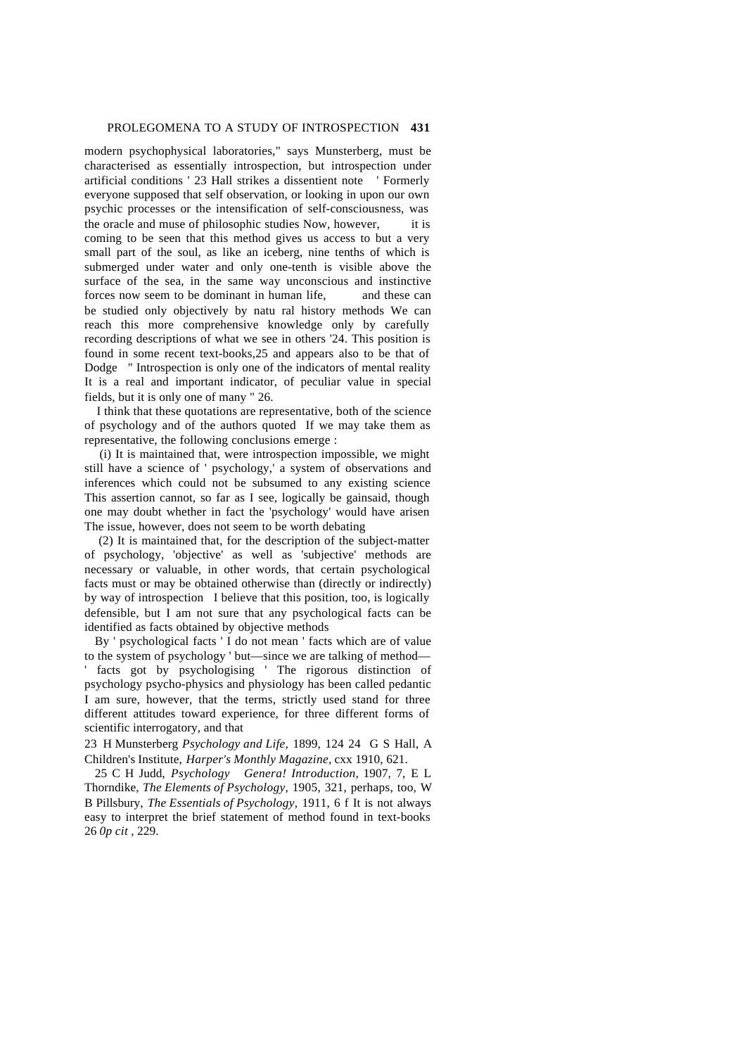modern psychophysical laboratories," says Munsterberg, must be characterised as essentially introspection, but introspection under artificial conditions ' 23 Hall strikes a dissentient note ' Formerly everyone supposed that self observation, or looking in upon our own psychic processes or the intensification of self-consciousness, was the oracle and muse of philosophic studies Now, however, it is coming to be seen that this method gives us access to but a very small part of the soul, as like an iceberg, nine tenths of which is submerged under water and only one-tenth is visible above the surface of the sea, in the same way unconscious and instinctive forces now seem to be dominant in human life, and these can be studied only objectively by natu ral history methods We can reach this more comprehensive knowledge only by carefully recording descriptions of what we see in others '24. This position is found in some recent text-books,25 and appears also to be that of Dodge " Introspection is only one of the indicators of mental reality It is a real and important indicator, of peculiar value in special fields, but it is only one of many " 26.

I think that these quotations are representative, both of the science of psychology and of the authors quoted If we may take them as representative, the following conclusions emerge :

(i) It is maintained that, were introspection impossible, we might still have a science of ' psychology,' a system of observations and inferences which could not be subsumed to any existing science This assertion cannot, so far as I see, logically be gainsaid, though one may doubt whether in fact the 'psychology' would have arisen The issue, however, does not seem to be worth debating

(2) It is maintained that, for the description of the subject-matter of psychology, 'objective' as well as 'subjective' methods are necessary or valuable, in other words, that certain psychological facts must or may be obtained otherwise than (directly or indirectly) by way of introspection I believe that this position, too, is logically defensible, but I am not sure that any psychological facts can be identified as facts obtained by objective methods

By ' psychological facts ' I do not mean ' facts which are of value to the system of psychology ' but—since we are talking of method— ' facts got by psychologising ' The rigorous distinction of psychology psycho-physics and physiology has been called pedantic I am sure, however, that the terms, strictly used stand for three different attitudes toward experience, for three different forms of scientific interrogatory, and that

23 H Munsterberg *Psychology and Life,* 1899, 124 24 G S Hall, A Children's Institute, *Harper's Monthly Magazine,* cxx 1910, 621.

25 C H Judd, *Psychology Genera! Introduction,* 1907, 7, E L Thorndike, *The Elements of Psychology,* 1905, 321, perhaps, too, W B Pillsbury, *The Essentials of Psychology,* 1911, 6 f It is not always easy to interpret the brief statement of method found in text-books 26 *0p cit* , 229.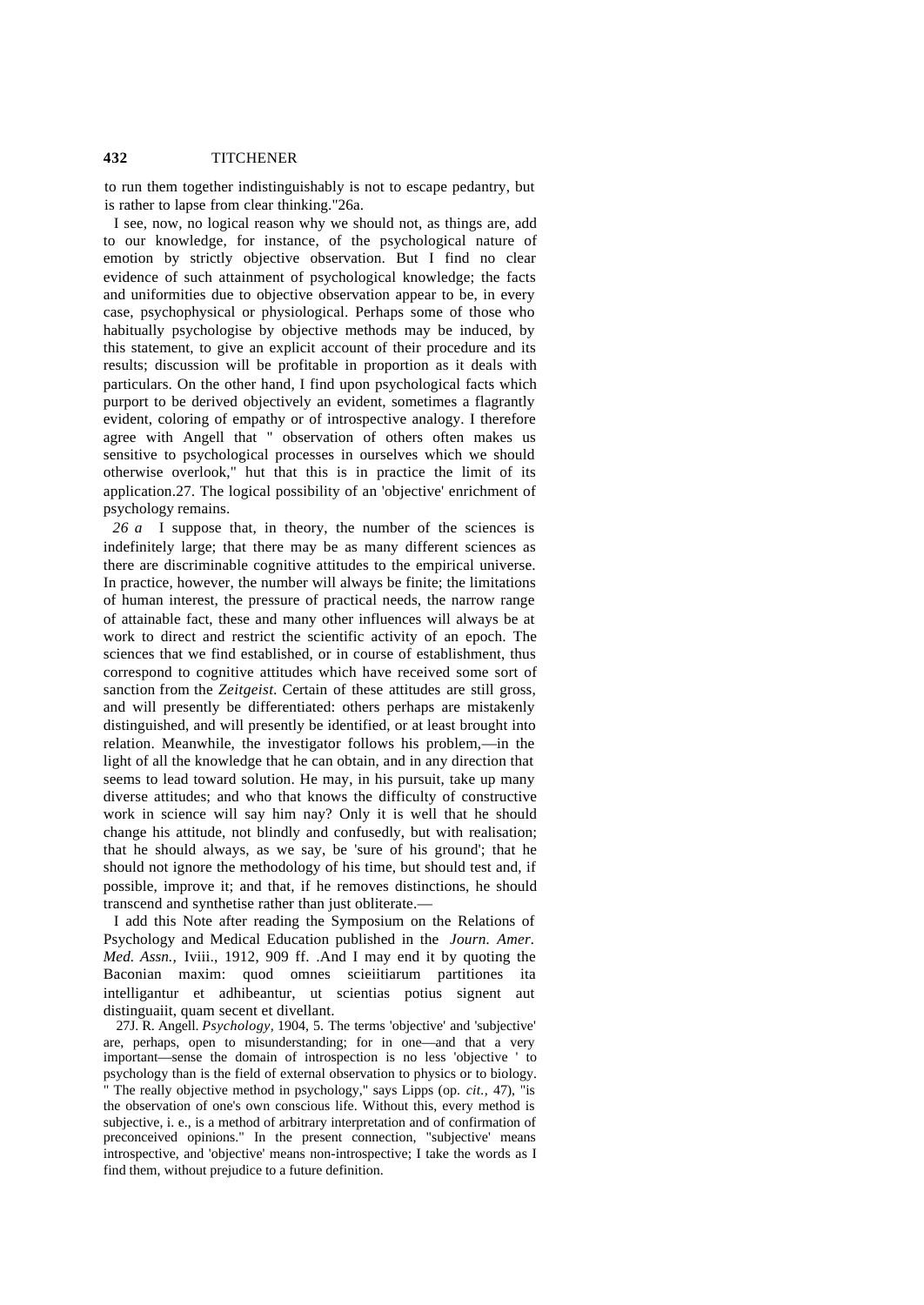to run them together indistinguishably is not to escape pedantry, but is rather to lapse from clear thinking."26a.

I see, now, no logical reason why we should not, as things are, add to our knowledge, for instance, of the psychological nature of emotion by strictly objective observation. But I find no clear evidence of such attainment of psychological knowledge; the facts and uniformities due to objective observation appear to be, in every case, psychophysical or physiological. Perhaps some of those who habitually psychologise by objective methods may be induced, by this statement, to give an explicit account of their procedure and its results; discussion will be profitable in proportion as it deals with particulars. On the other hand, I find upon psychological facts which purport to be derived objectively an evident, sometimes a flagrantly evident, coloring of empathy or of introspective analogy. I therefore agree with Angell that " observation of others often makes us sensitive to psychological processes in ourselves which we should otherwise overlook," hut that this is in practice the limit of its application.27. The logical possibility of an 'objective' enrichment of psychology remains.

*26 a* I suppose that, in theory, the number of the sciences is indefinitely large; that there may be as many different sciences as there are discriminable cognitive attitudes to the empirical universe. In practice, however, the number will always be finite; the limitations of human interest, the pressure of practical needs, the narrow range of attainable fact, these and many other influences will always be at work to direct and restrict the scientific activity of an epoch. The sciences that we find established, or in course of establishment, thus correspond to cognitive attitudes which have received some sort of sanction from the *Zeitgeist*. Certain of these attitudes are still gross, and will presently be differentiated: others perhaps are mistakenly distinguished, and will presently be identified, or at least brought into relation. Meanwhile, the investigator follows his problem,—in the light of all the knowledge that he can obtain, and in any direction that seems to lead toward solution. He may, in his pursuit, take up many diverse attitudes; and who that knows the difficulty of constructive work in science will say him nay? Only it is well that he should change his attitude, not blindly and confusedly, but with realisation; that he should always, as we say, be 'sure of his ground'; that he should not ignore the methodology of his time, but should test and, if possible, improve it; and that, if he removes distinctions, he should transcend and synthetise rather than just obliterate.—

I add this Note after reading the Symposium on the Relations of Psychology and Medical Education published in the *Journ. Amer. Med. Assn.*, Iviii., 1912, 909 ff. .And I may end it by quoting the Baconian maxim: quod omnes scieiitiarum partitiones ita intelligantur et adhibeantur, ut scientias potius signent aut distinguaiit, quam secent et divellant.

27J. R. Angell. *Psychology*, 1904, 5. The terms 'objective' and 'subjective' are, perhaps, open to misunderstanding; for in one—and that a very important—sense the domain of introspection is no less 'objective ' to psychology than is the field of external observation to physics or to biology. " The really objective method in psychology," says Lipps (op. *cit.*, 47), "is the observation of one's own conscious life. Without this, every method is subjective, i. e., is a method of arbitrary interpretation and of confirmation of preconceived opinions." In the present connection, "subjective' means introspective, and 'objective' means non-introspective; I take the words as I find them, without prejudice to a future definition.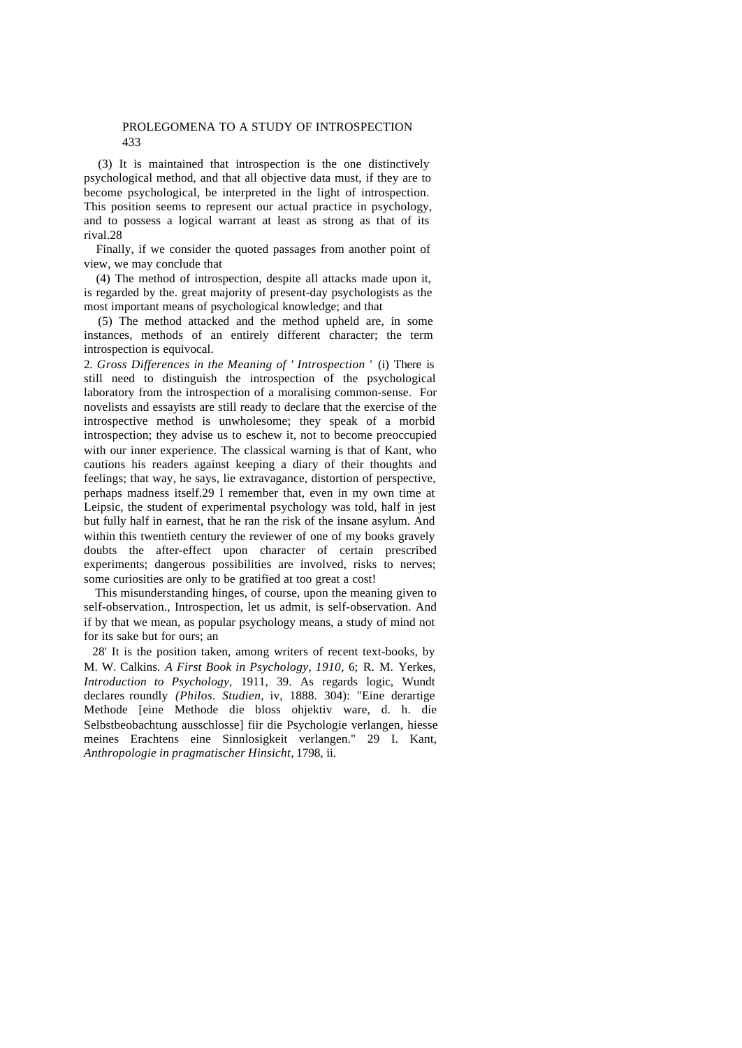(3) It is maintained that introspection is the one distinctively psychological method, and that all objective data must, if they are to become psychological, be interpreted in the light of introspection. This position seems to represent our actual practice in psychology, and to possess a logical warrant at least as strong as that of its rival.[28]

Finally, if we consider the quoted passages from another point of view, we may conclude that

(4) The method of introspection, despite all attacks made upon it, is regarded by the. great majority of present-day psychologists as the most important means of psychological knowledge; and that

(5) The method attacked and the method upheld are, in some instances, methods of an entirely different character; the term introspection is equivocal.

2. *Gross Differences in the Meaning of ' Introspection '* (i) There is still need to distinguish the introspection of the psychological laboratory from the introspection of a moralising common-sense. For novelists and essayists are still ready to declare that the exercise of the introspective method is unwholesome; they speak of a morbid introspection; they advise us to eschew it, not to become preoccupied with our inner experience. The classical warning is that of Kant, who cautions his readers against keeping a diary of their thoughts and feelings; that way, he says, lie extravagance, distortion of perspective, perhaps madness itself.[29] I remember that, even in my own time at Leipsic, the student of experimental psychology was told, half in jest but fully half in earnest, that he ran the risk of the insane asylum. And within this twentieth century the reviewer of one of my books gravely doubts the after-effect upon character of certain prescribed experiments; dangerous possibilities are involved, risks to nerves; some curiosities are only to be gratified at too great a cost!

This misunderstanding hinges, of course, upon the meaning given to self-observation., Introspection, let us admit, is self-observation. And if by that we mean, as popular psychology means, a study of mind not for its sake but for ours; an

28' It is the position taken, among writers of recent text-books, by M. W. Calkins. *A First Book in Psychology, 1910,* 6; R. M. Yerkes, *Introduction to Psychology,* 1911, 39. As regards logic, Wundt declares roundly *(Philos. Studien,* iv, 1888. 304): "Eine derartige Methode [eine Methode die bloss ohjektiv ware, d. h. die Selbstbeobachtung ausschlosse] fiir die Psychologie verlangen, hiesse meines Erachtens eine Sinnlosigkeit verlangen." 29 I. Kant, *Anthropologie in pragmatischer Hinsicht,* 1798, ii.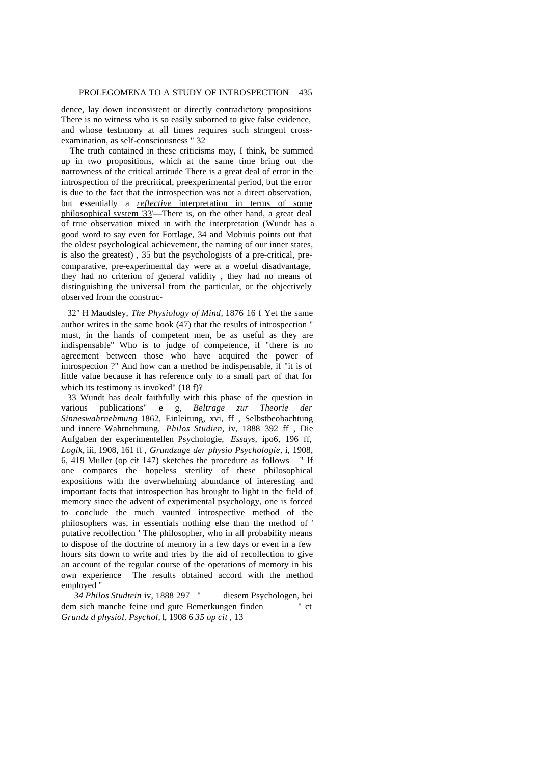dence, lay down inconsistent or directly contradictory propositions There is no witness who is so easily suborned to give false evidence, and whose testimony at all times requires such stringent cross-examination, as self-consciousness " 32

The truth contained in these criticisms may, I think, be summed up in two propositions, which at the same time bring out the narrowness of the critical attitude There is a great deal of error in the introspection of the precritical, preexperimental period, but the error is due to the fact that the introspection was not a direct observation, but essentially a *reflective* interpretation in terms of some philosophical system '33'—There is, on the other hand, a great deal of true observation mixed in with the interpretation (Wundt has a good word to say even for Fortlage, 34 and Mobiuis points out that the oldest psychological achievement, the naming of our inner states, is also the greatest) , 35 but the psychologists of a pre-critical, pre-comparative, pre-experimental day were at a woeful disadvantage, they had no criterion of general validity , they had no means of distinguishing the universal from the particular, or the objectively observed from the construc-

32" H Maudsley, *The Physiology of Mind,* 1876 16 f Yet the same author writes in the same book (47) that the results of introspection " must, in the hands of competent men, be as useful as they are indispensable" Who is to judge of competence, if "there is no agreement between those who have acquired the power of introspection ?" And how can a method be indispensable, if "it is of little value because it has reference only to a small part of that for which its testimony is invoked" (18 f)?

33 Wundt has dealt faithfully with this phase of the question in various publications" e g, *Beltrage zur Theorie der Sinneswahrnehmung* 1862, Einleitung, xvi, ff , Selbstbeobachtung und innere Wahrnehmung, *Philos Studien,* iv, 1888 392 ff , Die Aufgaben der experimentellen Psychologie, *Essays,* ipo6, 196 ff, *Logik,* iii, 1908, 161 ff , *Grundzuge der physio Psychologie,* i, 1908, 6, 419 Muller (op cit 147) sketches the procedure as follows " If one compares the hopeless sterility of these philosophical expositions with the overwhelming abundance of interesting and important facts that introspection has brought to light in the field of memory since the advent of experimental psychology, one is forced to conclude the much vaunted introspective method of the philosophers was, in essentials nothing else than the method of ' putative recollection ' The philosopher, who in all probability means to dispose of the doctrine of memory in a few days or even in a few hours sits down to write and tries by the aid of recollection to give an account of the regular course of the operations of memory in his own experience The results obtained accord with the method employed "

*34 Philos Studtein* iv, 1888 297 " diesem Psychologen, bei dem sich manche feine und gute Bemerkungen finden " ct *Grundz d physiol. Psychol,* l, 1908 6 *35 op cit* , 13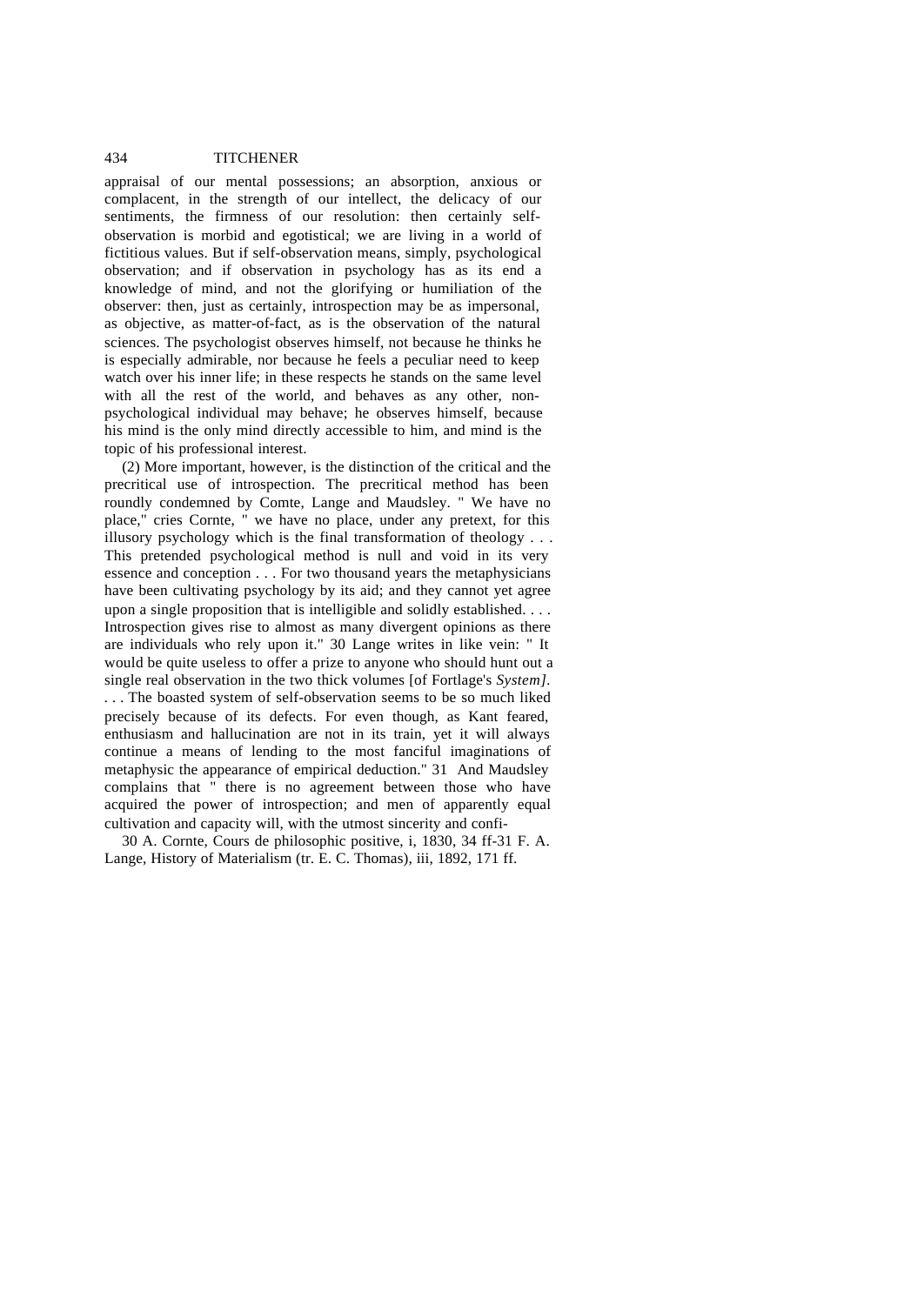appraisal of our mental possessions; an absorption, anxious or complacent, in the strength of our intellect, the delicacy of our sentiments, the firmness of our resolution: then certainly self-observation is morbid and egotistical; we are living in a world of fictitious values. But if self-observation means, simply, psychological observation; and if observation in psychology has as its end a knowledge of mind, and not the glorifying or humiliation of the observer: then, just as certainly, introspection may be as impersonal, as objective, as matter-of-fact, as is the observation of the natural sciences. The psychologist observes himself, not because he thinks he is especially admirable, nor because he feels a peculiar need to keep watch over his inner life; in these respects he stands on the same level with all the rest of the world, and behaves as any other, non-psychological individual may behave; he observes himself, because his mind is the only mind directly accessible to him, and mind is the topic of his professional interest.

(2) More important, however, is the distinction of the critical and the precritical use of introspection. The precritical method has been roundly condemned by Comte, Lange and Maudsley. " We have no place," cries Cornte, " we have no place, under any pretext, for this illusory psychology which is the final transformation of theology . . . This pretended psychological method is null and void in its very essence and conception . . . For two thousand years the metaphysicians have been cultivating psychology by its aid; and they cannot yet agree upon a single proposition that is intelligible and solidly established. . . . Introspection gives rise to almost as many divergent opinions as there are individuals who rely upon it." 30 Lange writes in like vein: " It would be quite useless to offer a prize to anyone who should hunt out a single real observation in the two thick volumes [of Fortlage's *System]*. . . . The boasted system of self-observation seems to be so much liked precisely because of its defects. For even though, as Kant feared, enthusiasm and hallucination are not in its train, yet it will always continue a means of lending to the most fanciful imaginations of metaphysic the appearance of empirical deduction." 31 And Maudsley complains that " there is no agreement between those who have acquired the power of introspection; and men of apparently equal cultivation and capacity will, with the utmost sincerity and confi-

30 A. Cornte, Cours de philosophic positive, i, 1830, 34 ff-31 F. A. Lange, History of Materialism (tr. E. C. Thomas), iii, 1892, 171 ff.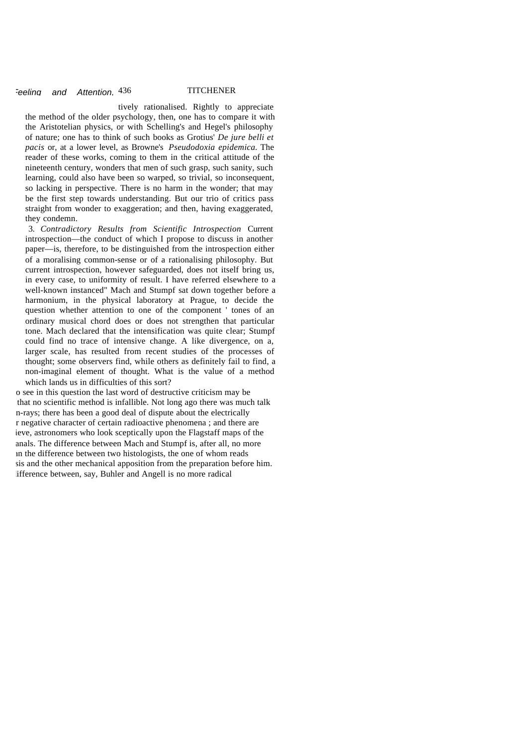tively rationalised. Rightly to appreciate the method of the older psychology, then, one has to compare it with the Aristotelian physics, or with Schelling's and Hegel's philosophy of nature; one has to think of such books as Grotius' *De jure belli et pacis* or, at a lower level, as Browne's *Pseudodoxia epidemica*. The reader of these works, coming to them in the critical attitude of the nineteenth century, wonders that men of such grasp, such sanity, such learning, could also have been so warped, so trivial, so inconsequent, so lacking in perspective. There is no harm in the wonder; that may be the first step towards understanding. But our trio of critics pass straight from wonder to exaggeration; and then, having exaggerated, they condemn.

3. *Contradictory Results from Scientific Introspection* Current introspection—the conduct of which I propose to discuss in another paper—is, therefore, to be distinguished from the introspection either of a moralising common-sense or of a rationalising philosophy. But current introspection, however safeguarded, does not itself bring us, in every case, to uniformity of result. I have referred elsewhere to a well-known instanced" Mach and Stumpf sat down together before a harmonium, in the physical laboratory at Prague, to decide the question whether attention to one of the component ' tones of an ordinary musical chord does or does not strengthen that particular tone. Mach declared that the intensification was quite clear; Stumpf could find no trace of intensive change. A like divergence, on a, larger scale, has resulted from recent studies of the processes of thought; some observers find, while others as definitely fail to find, a non-imaginal element of thought. What is the value of a method which lands us in difficulties of this sort?

o see in this question the last word of destructive criticism may be that no scientific method is infallible. Not long ago there was much talk n-rays; there has been a good deal of dispute about the electrically r negative character of certain radioactive phenomena ; and there are ieve, astronomers who look sceptically upon the Flagstaff maps of the anals. The difference between Mach and Stumpf is, after all, no more an the difference between two histologists, the one of whom reads sis and the other mechanical apposition from the preparation before him. ifference between, say, Buhler and Angell is no more radical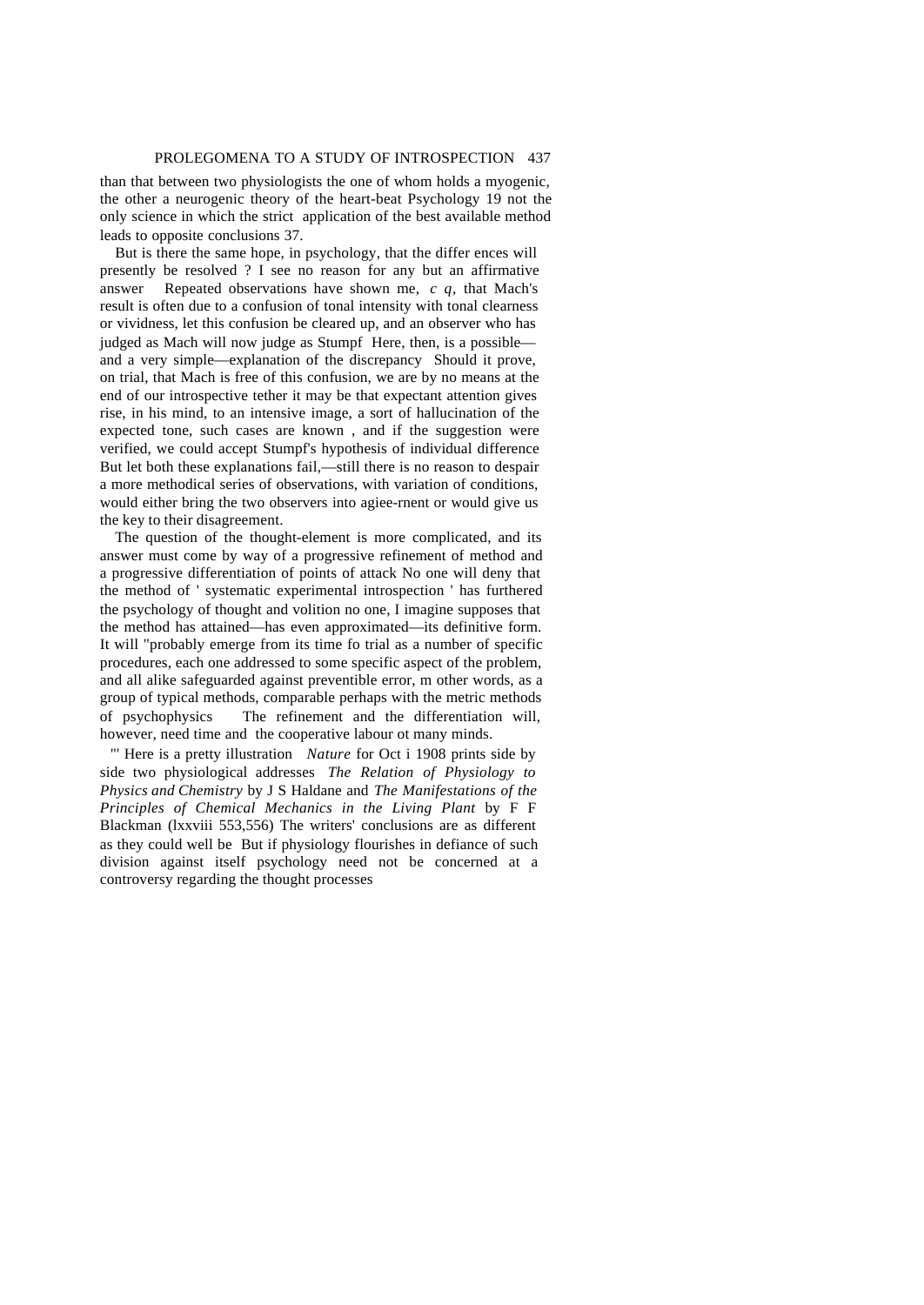than that between two physiologists the one of whom holds a myogenic, the other a neurogenic theory of the heart-beat Psychology 19 not the only science in which the strict application of the best available method leads to opposite conclusions 37.

But is there the same hope, in psychology, that the differ ences will presently be resolved ? I see no reason for any but an affirmative answer Repeated observations have shown me, *c q*, that Mach's result is often due to a confusion of tonal intensity with tonal clearness or vividness, let this confusion be cleared up, and an observer who has judged as Mach will now judge as Stumpf Here, then, is a possible—and a very simple—explanation of the discrepancy Should it prove, on trial, that Mach is free of this confusion, we are by no means at the end of our introspective tether it may be that expectant attention gives rise, in his mind, to an intensive image, a sort of hallucination of the expected tone, such cases are known , and if the suggestion were verified, we could accept Stumpf's hypothesis of individual difference But let both these explanations fail,—still there is no reason to despair a more methodical series of observations, with variation of conditions, would either bring the two observers into agiee-rnent or would give us the key to their disagreement.

The question of the thought-element is more complicated, and its answer must come by way of a progressive refinement of method and a progressive differentiation of points of attack No one will deny that the method of ' systematic experimental introspection ' has furthered the psychology of thought and volition no one, I imagine supposes that the method has attained—has even approximated—its definitive form. It will "probably emerge from its time fo trial as a number of specific procedures, each one addressed to some specific aspect of the problem, and all alike safeguarded against preventible error, m other words, as a group of typical methods, comparable perhaps with the metric methods of psychophysics The refinement and the differentiation will, however, need time and the cooperative labour ot many minds.

"' Here is a pretty illustration *Nature* for Oct i 1908 prints side by side two physiological addresses *The Relation of Physiology to Physics and Chemistry* by J S Haldane and *The Manifestations of the Principles of Chemical Mechanics in the Living Plant* by F F Blackman (lxxviii 553,556) The writers' conclusions are as different as they could well be But if physiology flourishes in defiance of such division against itself psychology need not be concerned at a controversy regarding the thought processes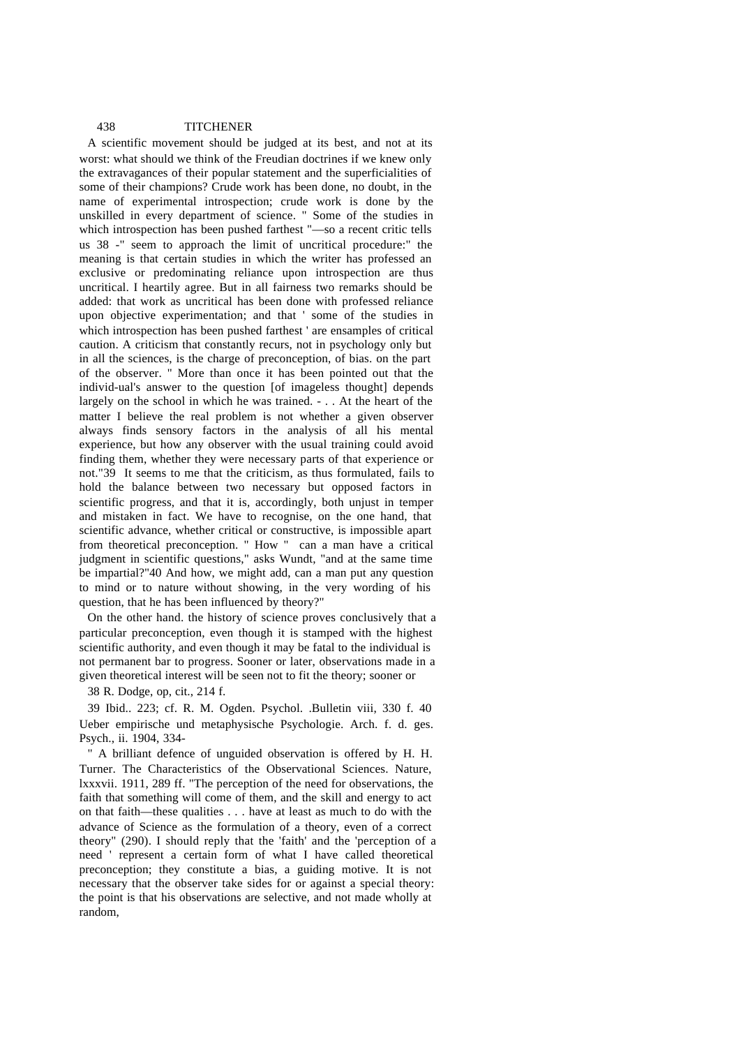A scientific movement should be judged at its best, and not at its worst: what should we think of the Freudian doctrines if we knew only the extravagances of their popular statement and the superficialities of some of their champions? Crude work has been done, no doubt, in the name of experimental introspection; crude work is done by the unskilled in every department of science. " Some of the studies in which introspection has been pushed farthest "—so a recent critic tells us 38 -" seem to approach the limit of uncritical procedure:" the meaning is that certain studies in which the writer has professed an exclusive or predominating reliance upon introspection are thus uncritical. I heartily agree. But in all fairness two remarks should be added: that work as uncritical has been done with professed reliance upon objective experimentation; and that ' some of the studies in which introspection has been pushed farthest ' are ensamples of critical caution. A criticism that constantly recurs, not in psychology only but in all the sciences, is the charge of preconception, of bias. on the part of the observer. " More than once it has been pointed out that the individ-ual's answer to the question [of imageless thought] depends largely on the school in which he was trained. - . . At the heart of the matter I believe the real problem is not whether a given observer always finds sensory factors in the analysis of all his mental experience, but how any observer with the usual training could avoid finding them, whether they were necessary parts of that experience or not."39 It seems to me that the criticism, as thus formulated, fails to hold the balance between two necessary but opposed factors in scientific progress, and that it is, accordingly, both unjust in temper and mistaken in fact. We have to recognise, on the one hand, that scientific advance, whether critical or constructive, is impossible apart from theoretical preconception. " How " can a man have a critical judgment in scientific questions," asks Wundt, "and at the same time be impartial?"40 And how, we might add, can a man put any question to mind or to nature without showing, in the very wording of his question, that he has been influenced by theory?"

On the other hand. the history of science proves conclusively that a particular preconception, even though it is stamped with the highest scientific authority, and even though it may be fatal to the individual is not permanent bar to progress. Sooner or later, observations made in a given theoretical interest will be seen not to fit the theory; sooner or

38 R. Dodge, op, cit., 214 f.

39 Ibid.. 223; cf. R. M. Ogden. Psychol. .Bulletin viii, 330 f.

40 Ueber empirische und metaphysische Psychologie. Arch. f. d. ges. Psych., ii. 1904, 334-

" A brilliant defence of unguided observation is offered by H. H. Turner. The Characteristics of the Observational Sciences. Nature, lxxxvii. 1911, 289 ff. "The perception of the need for observations, the faith that something will come of them, and the skill and energy to act on that faith—these qualities . . . have at least as much to do with the advance of Science as the formulation of a theory, even of a correct theory" (290). I should reply that the 'faith' and the 'perception of a need ' represent a certain form of what I have called theoretical preconception; they constitute a bias, a guiding motive. It is not necessary that the observer take sides for or against a special theory: the point is that his observations are selective, and not made wholly at random,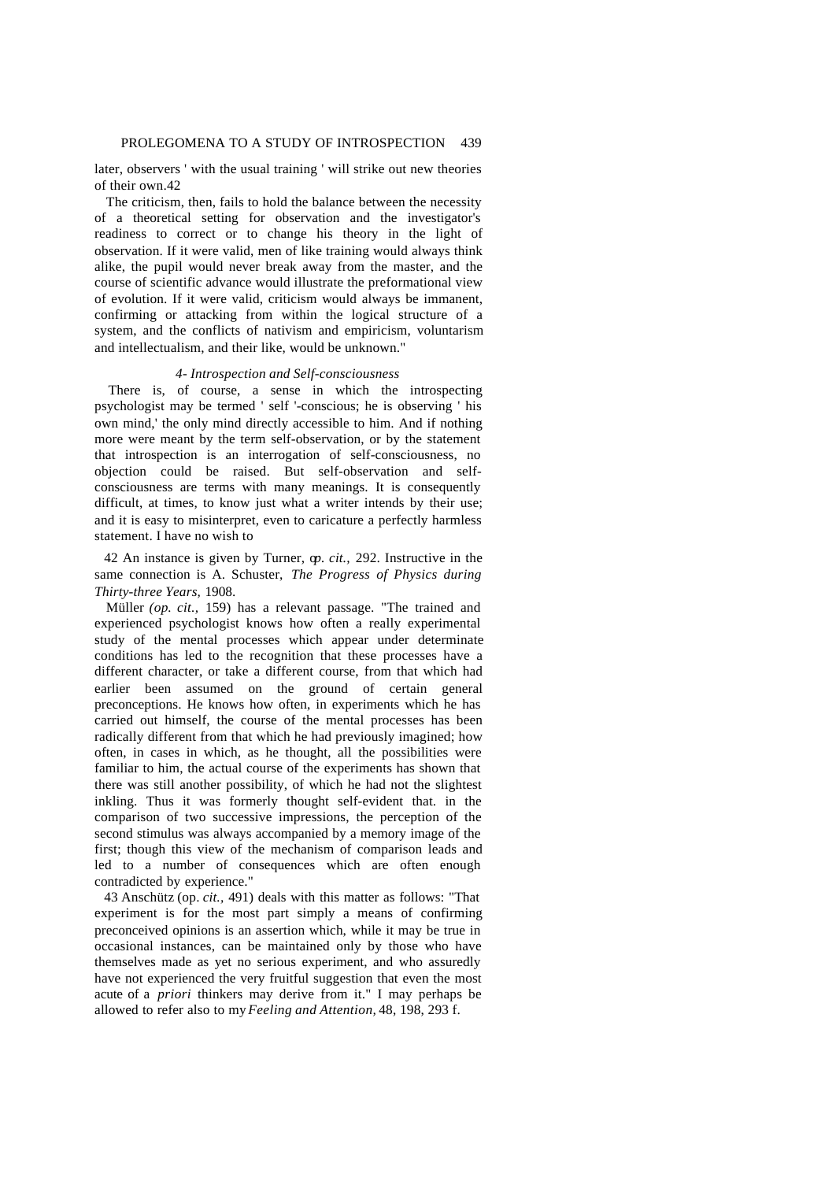later, observers ' with the usual training ' will strike out new theories of their own.42

The criticism, then, fails to hold the balance between the necessity of a theoretical setting for observation and the investigator's readiness to correct or to change his theory in the light of observation. If it were valid, men of like training would always think alike, the pupil would never break away from the master, and the course of scientific advance would illustrate the preformational view of evolution. If it were valid, criticism would always be immanent, confirming or attacking from within the logical structure of a system, and the conflicts of nativism and empiricism, voluntarism and intellectualism, and their like, would be unknown."

### *4- Introspection and Self-consciousness*

There is, of course, a sense in which the introspecting psychologist may be termed ' self '-conscious; he is observing ' his own mind,' the only mind directly accessible to him. And if nothing more were meant by the term self-observation, or by the statement that introspection is an interrogation of self-consciousness, no objection could be raised. But self-observation and self-consciousness are terms with many meanings. It is consequently difficult, at times, to know just what a writer intends by their use; and it is easy to misinterpret, even to caricature a perfectly harmless statement. I have no wish to

42 An instance is given by Turner, *op. cit.,* 292. Instructive in the same connection is A. Schuster, *The Progress of Physics during Thirty-three Years,* 1908.

Müller *(op. cit.,* 159) has a relevant passage. "The trained and experienced psychologist knows how often a really experimental study of the mental processes which appear under determinate conditions has led to the recognition that these processes have a different character, or take a different course, from that which had earlier been assumed on the ground of certain general preconceptions. He knows how often, in experiments which he has carried out himself, the course of the mental processes has been radically different from that which he had previously imagined; how often, in cases in which, as he thought, all the possibilities were familiar to him, the actual course of the experiments has shown that there was still another possibility, of which he had not the slightest inkling. Thus it was formerly thought self-evident that. in the comparison of two successive impressions, the perception of the second stimulus was always accompanied by a memory image of the first; though this view of the mechanism of comparison leads and led to a number of consequences which are often enough contradicted by experience."

43 Anschütz (op. *cit.,* 491) deals with this matter as follows: "That experiment is for the most part simply a means of confirming preconceived opinions is an assertion which, while it may be true in occasional instances, can be maintained only by those who have themselves made as yet no serious experiment, and who assuredly have not experienced the very fruitful suggestion that even the most acute of a *priori* thinkers may derive from it." I may perhaps be allowed to refer also to my *Feeling and Attention,* 48, 198, 293 f.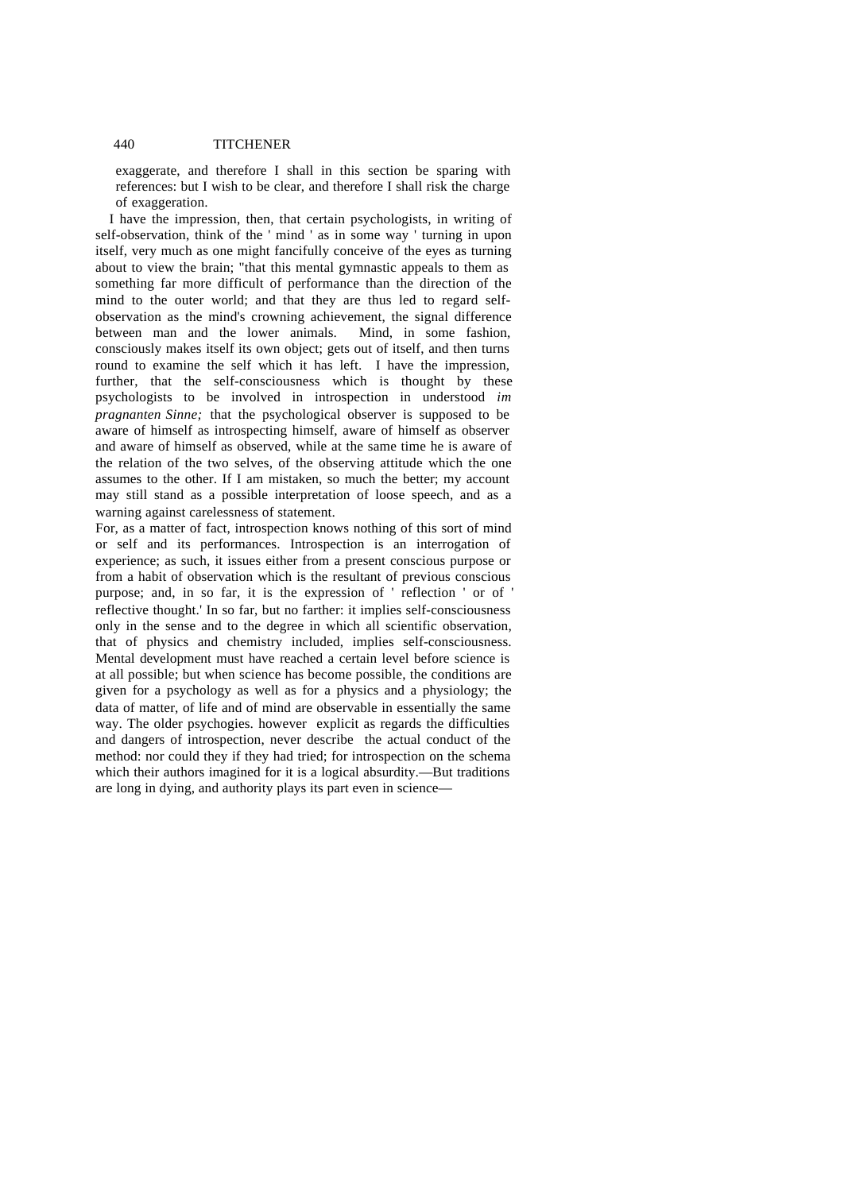exaggerate, and therefore I shall in this section be sparing with references: but I wish to be clear, and therefore I shall risk the charge of exaggeration.

I have the impression, then, that certain psychologists, in writing of self-observation, think of the ' mind ' as in some way ' turning in upon itself, very much as one might fancifully conceive of the eyes as turning about to view the brain; "that this mental gymnastic appeals to them as something far more difficult of performance than the direction of the mind to the outer world; and that they are thus led to regard self-observation as the mind's crowning achievement, the signal difference between man and the lower animals. Mind, in some fashion, consciously makes itself its own object; gets out of itself, and then turns round to examine the self which it has left. I have the impression, further, that the self-consciousness which is thought by these psychologists to be involved in introspection in understood *im pragnanten Sinne;* that the psychological observer is supposed to be aware of himself as introspecting himself, aware of himself as observer and aware of himself as observed, while at the same time he is aware of the relation of the two selves, of the observing attitude which the one assumes to the other. If I am mistaken, so much the better; my account may still stand as a possible interpretation of loose speech, and as a warning against carelessness of statement.

For, as a matter of fact, introspection knows nothing of this sort of mind or self and its performances. Introspection is an interrogation of experience; as such, it issues either from a present conscious purpose or from a habit of observation which is the resultant of previous conscious purpose; and, in so far, it is the expression of ' reflection ' or of ' reflective thought.' In so far, but no farther: it implies self-consciousness only in the sense and to the degree in which all scientific observation, that of physics and chemistry included, implies self-consciousness. Mental development must have reached a certain level before science is at all possible; but when science has become possible, the conditions are given for a psychology as well as for a physics and a physiology; the data of matter, of life and of mind are observable in essentially the same way. The older psychogies. however explicit as regards the difficulties and dangers of introspection, never describe the actual conduct of the method: nor could they if they had tried; for introspection on the schema which their authors imagined for it is a logical absurdity.—But traditions are long in dying, and authority plays its part even in science—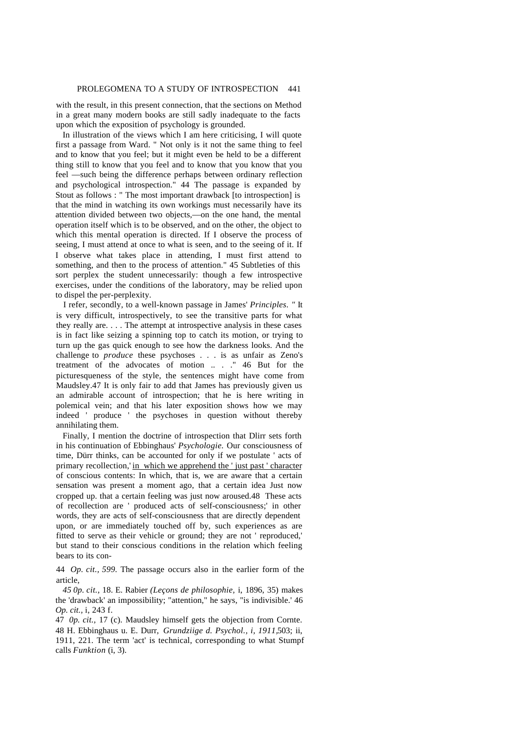with the result, in this present connection, that the sections on Method in a great many modern books are still sadly inadequate to the facts upon which the exposition of psychology is grounded.

In illustration of the views which I am here criticising, I will quote first a passage from Ward. " Not only is it not the same thing to feel and to know that you feel; but it might even be held to be a different thing still to know that you feel and to know that you know that you feel —such being the difference perhaps between ordinary reflection and psychological introspection." 44 The passage is expanded by Stout as follows : " The most important drawback [to introspection] is that the mind in watching its own workings must necessarily have its attention divided between two objects,—on the one hand, the mental operation itself which is to be observed, and on the other, the object to which this mental operation is directed. If I observe the process of seeing, I must attend at once to what is seen, and to the seeing of it. If I observe what takes place in attending, I must first attend to something, and then to the process of attention." 45 Subtleties of this sort perplex the student unnecessarily: though a few introspective exercises, under the conditions of the laboratory, may be relied upon to dispel the per-perplexity.

I refer, secondly, to a well-known passage in James' *Principles. "* It is very difficult, introspectively, to see the transitive parts for what they really are. . . . The attempt at introspective analysis in these cases is in fact like seizing a spinning top to catch its motion, or trying to turn up the gas quick enough to see how the darkness looks. And the challenge to *produce* these psychoses . . . is as unfair as Zeno's treatment of the advocates of motion .. . ." 46 But for the picturesqueness of the style, the sentences might have come from Maudsley.47 It is only fair to add that James has previously given us an admirable account of introspection; that he is here writing in polemical vein; and that his later exposition shows how we may indeed ' produce ' the psychoses in question without thereby annihilating them.

Finally, I mention the doctrine of introspection that Dlirr sets forth in his continuation of Ebbinghaus' *Psychologie.* Our consciousness of time, Dürr thinks, can be accounted for only if we postulate ' acts of primary recollection,' in which we apprehend the ' just past ' character of conscious contents: In which, that is, we are aware that a certain sensation was present a moment ago, that a certain idea Just now cropped up. that a certain feeling was just now aroused.48 These acts of recollection are ' produced acts of self-consciousness;' in other words, they are acts of self-consciousness that are directly dependent upon, or are immediately touched off by, such experiences as are fitted to serve as their vehicle or ground; they are not ' reproduced,' but stand to their conscious conditions in the relation which feeling bears to its con-

44 *Op. cit., 599.* The passage occurs also in the earlier form of the article,

45 *0p. cit.,* 18. E. Rabier *(Leçons de philosophie,* i, 1896, 35) makes the 'drawback' an impossibility; "attention," he says, "is indivisible.'

46 *Op. cit.,* i, 243 f.

47 *0p. cit.,* 17 (c). Maudsley himself gets the objection from Cornte.

48 H. Ebbinghaus u. E. Durr, *Grundziige d. Psychol., i, 1911,*503; ii, 1911, 221. The term 'act' is technical, corresponding to what Stumpf calls *Funktion* (i, 3).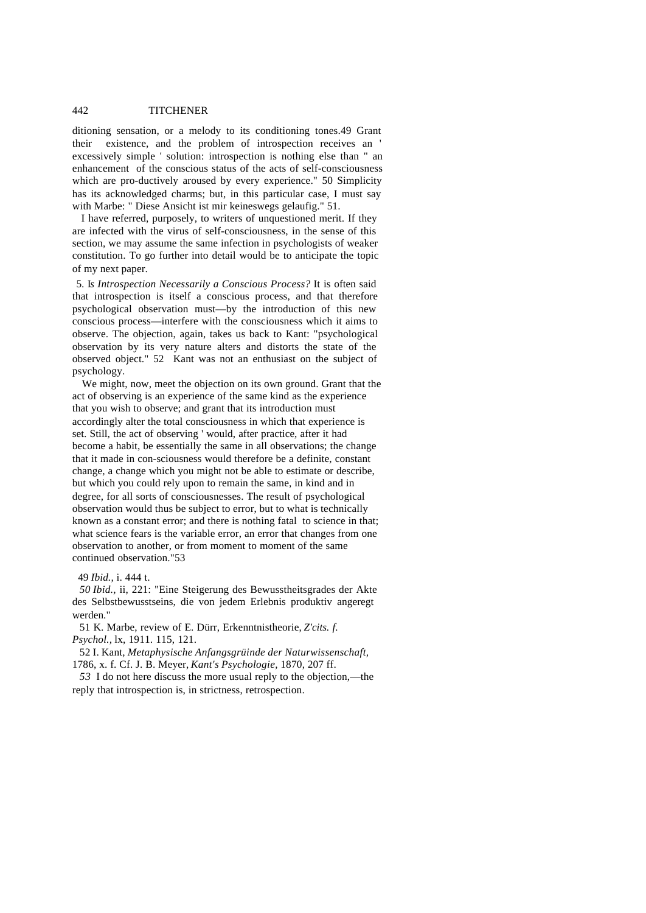ditioning sensation, or a melody to its conditioning tones.[49] Grant their existence, and the problem of introspection receives an ' excessively simple ' solution: introspection is nothing else than " an enhancement of the conscious status of the acts of self-consciousness which are pro-ductively aroused by every experience." [50] Simplicity has its acknowledged charms; but, in this particular case, I must say with Marbe: " Diese Ansicht ist mir keineswegs gelaufig." [51].

I have referred, purposely, to writers of unquestioned merit. If they are infected with the virus of self-consciousness, in the sense of this section, we may assume the same infection in psychologists of weaker constitution. To go further into detail would be to anticipate the topic of my next paper.

5. Is *Introspection Necessarily a Conscious Process?* It is often said that introspection is itself a conscious process, and that therefore psychological observation must—by the introduction of this new conscious process—interfere with the consciousness which it aims to observe. The objection, again, takes us back to Kant: "psychological observation by its very nature alters and distorts the state of the observed object." [52] Kant was not an enthusiast on the subject of psychology.

We might, now, meet the objection on its own ground. Grant that the act of observing is an experience of the same kind as the experience that you wish to observe; and grant that its introduction must accordingly alter the total consciousness in which that experience is set. Still, the act of observing ' would, after practice, after it had become a habit, be essentially the same in all observations; the change that it made in con-sciousness would therefore be a definite, constant change, a change which you might not be able to estimate or describe, but which you could rely upon to remain the same, in kind and in degree, for all sorts of consciousnesses. The result of psychological observation would thus be subject to error, but to what is technically known as a constant error; and there is nothing fatal to science in that; what science fears is the variable error, an error that changes from one observation to another, or from moment to moment of the same continued observation."[53]

49 *Ibid.,* i. 444 t.

50 *Ibid.,* ii, 221: "Eine Steigerung des Bewusstheitsgrades der Akte des Selbstbewusstseins, die von jedem Erlebnis produktiv angeregt werden."

51 K. Marbe, review of E. Dürr, Erkenntnistheorie, *Z'cits. f. Psychol.,* lx, 1911. 115, 121.

52 I. Kant, *Metaphysische Anfangsgrüinde der Naturwissenschaft,* 1786, x. f. Cf. J. B. Meyer, *Kant's Psychologie,* 1870, 207 ff.

53 I do not here discuss the more usual reply to the objection,—the reply that introspection is, in strictness, retrospection.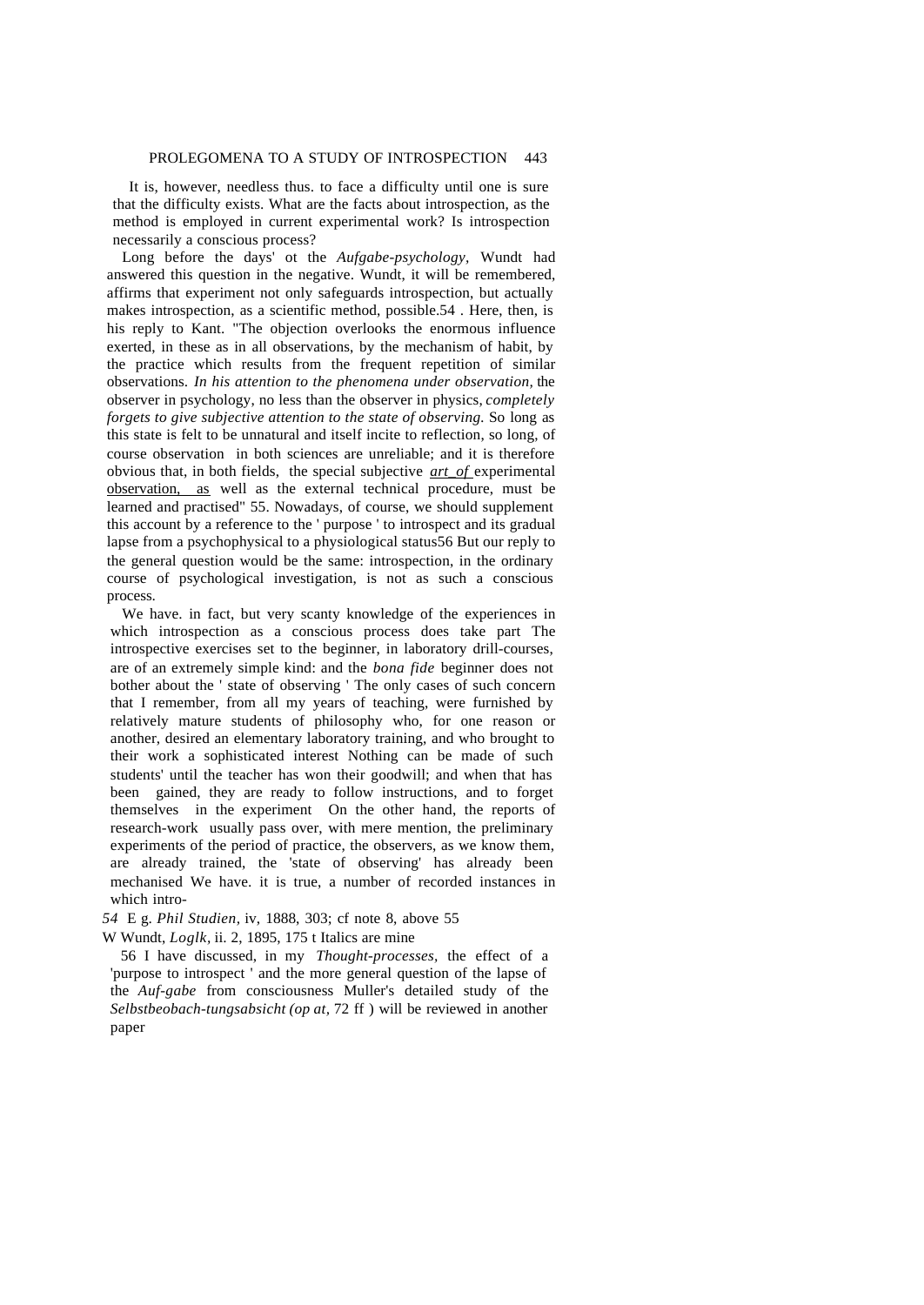It is, however, needless thus. to face a difficulty until one is sure that the difficulty exists. What are the facts about introspection, as the method is employed in current experimental work? Is introspection necessarily a conscious process?

Long before the days' ot the *Aufgabe-psychology*, Wundt had answered this question in the negative. Wundt, it will be remembered, affirms that experiment not only safeguards introspection, but actually makes introspection, as a scientific method, possible.54 . Here, then, is his reply to Kant. "The objection overlooks the enormous influence exerted, in these as in all observations, by the mechanism of habit, by the practice which results from the frequent repetition of similar observations. *In his attention to the phenomena under observation,* the observer in psychology, no less than the observer in physics, *completely forgets to give subjective attention to the state of observing.* So long as this state is felt to be unnatural and itself incite to reflection, so long, of course observation in both sciences are unreliable; and it is therefore obvious that, in both fields, the special subjective *art of* experimental observation, as well as the external technical procedure, must be learned and practised" 55. Nowadays, of course, we should supplement this account by a reference to the ' purpose ' to introspect and its gradual lapse from a psychophysical to a physiological status56 But our reply to the general question would be the same: introspection, in the ordinary course of psychological investigation, is not as such a conscious process.

We have. in fact, but very scanty knowledge of the experiences in which introspection as a conscious process does take part The introspective exercises set to the beginner, in laboratory drill-courses, are of an extremely simple kind: and the *bona fide* beginner does not bother about the ' state of observing ' The only cases of such concern that I remember, from all my years of teaching, were furnished by relatively mature students of philosophy who, for one reason or another, desired an elementary laboratory training, and who brought to their work a sophisticated interest Nothing can be made of such students' until the teacher has won their goodwill; and when that has been gained, they are ready to follow instructions, and to forget themselves in the experiment On the other hand, the reports of research-work usually pass over, with mere mention, the preliminary experiments of the period of practice, the observers, as we know them, are already trained, the 'state of observing' has already been mechanised We have. it is true, a number of recorded instances in which intro-

*54* E g. *Phil Studien,* iv, 1888, 303; cf note 8, above 55

W Wundt, *Loglk,* ii. 2, 1895, 175 t Italics are mine

56 I have discussed, in my *Thought-processes*, the effect of a 'purpose to introspect ' and the more general question of the lapse of the *Auf-gabe* from consciousness Muller's detailed study of the *Selbstbeobach-tungsabsicht (op at,* 72 ff ) will be reviewed in another paper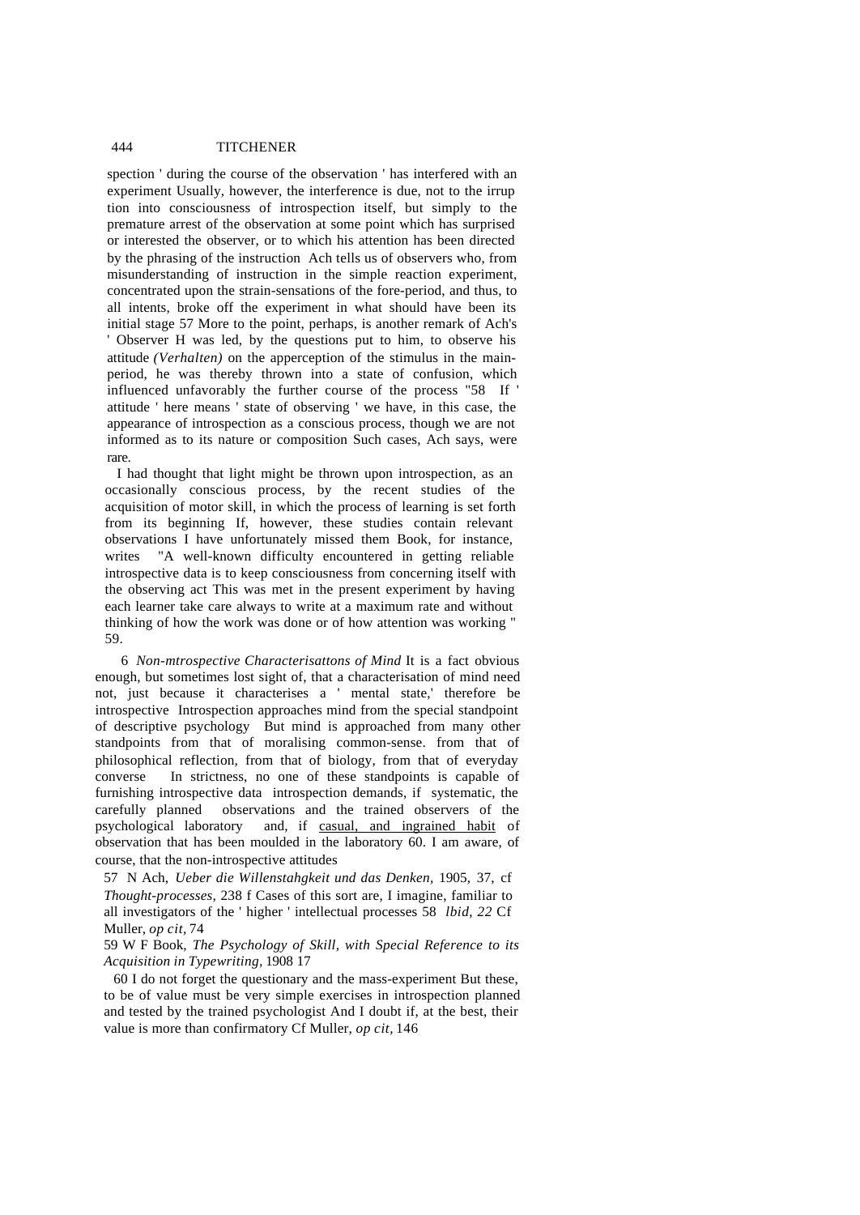spection ' during the course of the observation ' has interfered with an experiment Usually, however, the interference is due, not to the irruption into consciousness of introspection itself, but simply to the premature arrest of the observation at some point which has surprised or interested the observer, or to which his attention has been directed by the phrasing of the instruction Ach tells us of observers who, from misunderstanding of instruction in the simple reaction experiment, concentrated upon the strain-sensations of the fore-period, and thus, to all intents, broke off the experiment in what should have been its initial stage 57 More to the point, perhaps, is another remark of Ach's ' Observer H was led, by the questions put to him, to observe his attitude *(Verhalten)* on the apperception of the stimulus in the main-period, he was thereby thrown into a state of confusion, which influenced unfavorably the further course of the process "58 If ' attitude ' here means ' state of observing ' we have, in this case, the appearance of introspection as a conscious process, though we are not informed as to its nature or composition Such cases, Ach says, were rare.

I had thought that light might be thrown upon introspection, as an occasionally conscious process, by the recent studies of the acquisition of motor skill, in which the process of learning is set forth from its beginning If, however, these studies contain relevant observations I have unfortunately missed them Book, for instance, writes "A well-known difficulty encountered in getting reliable introspective data is to keep consciousness from concerning itself with the observing act This was met in the present experiment by having each learner take care always to write at a maximum rate and without thinking of how the work was done or of how attention was working " 59.

6 *Non-mtrospective Characterisattons of Mind* It is a fact obvious enough, but sometimes lost sight of, that a characterisation of mind need not, just because it characterises a ' mental state,' therefore be introspective Introspection approaches mind from the special standpoint of descriptive psychology But mind is approached from many other standpoints from that of moralising common-sense. from that of philosophical reflection, from that of biology, from that of everyday converse In strictness, no one of these standpoints is capable of furnishing introspective data introspection demands, if systematic, the carefully planned observations and the trained observers of the psychological laboratory and, if casual, and ingrained habit of observation that has been moulded in the laboratory 60. I am aware, of course, that the non-introspective attitudes

57 N Ach, *Ueber die Willenstahgkeit und das Denken,* 1905, 37, cf *Thought-processes,* 238 f Cases of this sort are, I imagine, familiar to all investigators of the ' higher ' intellectual processes 58 *lbid, 22* Cf Muller, *op cit,* 74

59 W F Book, *The Psychology of Skill, with Special Reference to its Acquisition in Typewriting,* 1908 17

60 I do not forget the questionary and the mass-experiment But these, to be of value must be very simple exercises in introspection planned and tested by the trained psychologist And I doubt if, at the best, their value is more than confirmatory Cf Muller, *op cit,* 146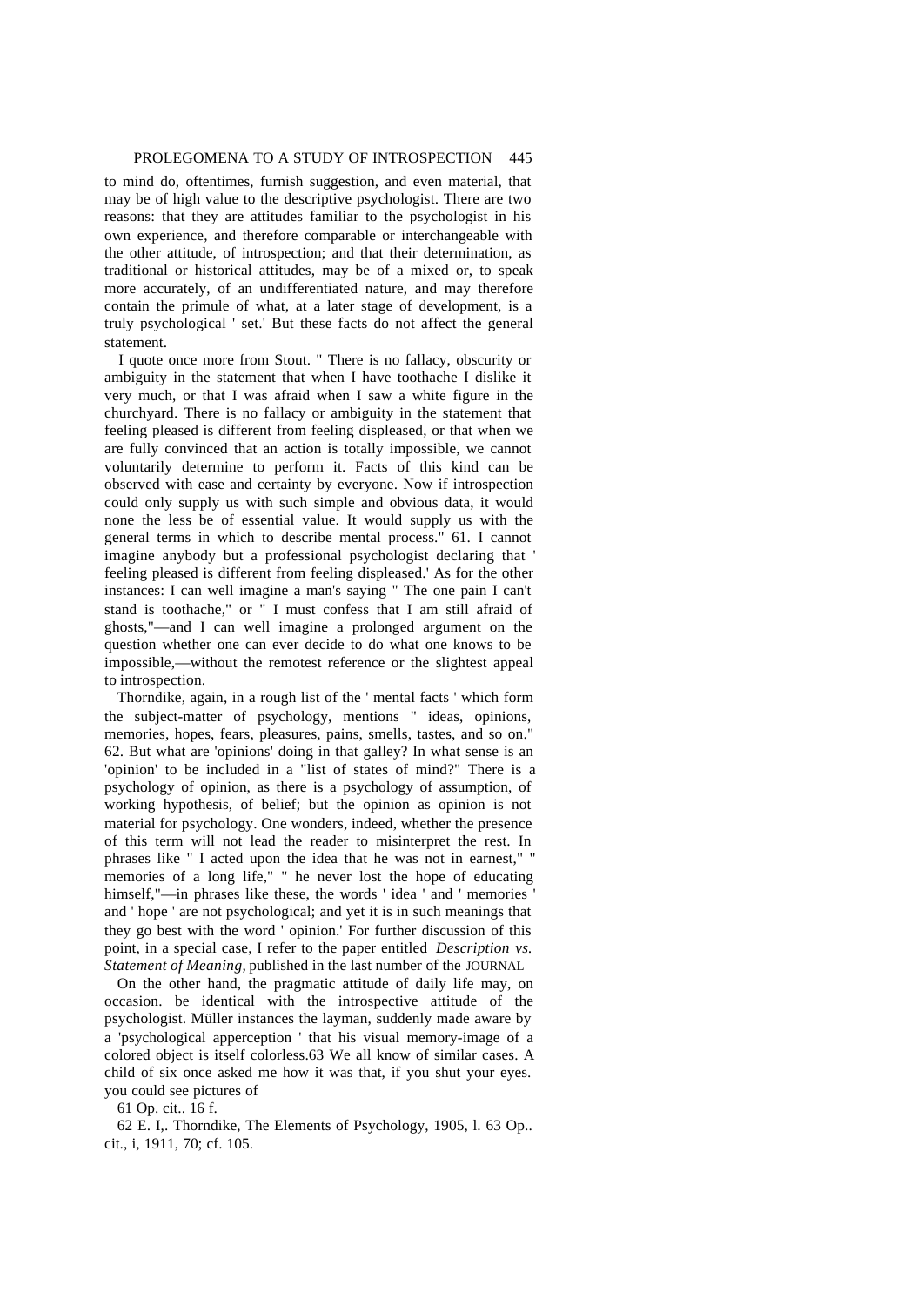to mind do, oftentimes, furnish suggestion, and even material, that may be of high value to the descriptive psychologist. There are two reasons: that they are attitudes familiar to the psychologist in his own experience, and therefore comparable or interchangeable with the other attitude, of introspection; and that their determination, as traditional or historical attitudes, may be of a mixed or, to speak more accurately, of an undifferentiated nature, and may therefore contain the primule of what, at a later stage of development, is a truly psychological ' set.' But these facts do not affect the general statement.

I quote once more from Stout. " There is no fallacy, obscurity or ambiguity in the statement that when I have toothache I dislike it very much, or that I was afraid when I saw a white figure in the churchyard. There is no fallacy or ambiguity in the statement that feeling pleased is different from feeling displeased, or that when we are fully convinced that an action is totally impossible, we cannot voluntarily determine to perform it. Facts of this kind can be observed with ease and certainty by everyone. Now if introspection could only supply us with such simple and obvious data, it would none the less be of essential value. It would supply us with the general terms in which to describe mental process." 61. I cannot imagine anybody but a professional psychologist declaring that ' feeling pleased is different from feeling displeased.' As for the other instances: I can well imagine a man's saying " The one pain I can't stand is toothache," or " I must confess that I am still afraid of ghosts,"—and I can well imagine a prolonged argument on the question whether one can ever decide to do what one knows to be impossible,—without the remotest reference or the slightest appeal to introspection.

Thorndike, again, in a rough list of the ' mental facts ' which form the subject-matter of psychology, mentions " ideas, opinions, memories, hopes, fears, pleasures, pains, smells, tastes, and so on." 62. But what are 'opinions' doing in that galley? In what sense is an 'opinion' to be included in a "list of states of mind?" There is a psychology of opinion, as there is a psychology of assumption, of working hypothesis, of belief; but the opinion as opinion is not material for psychology. One wonders, indeed, whether the presence of this term will not lead the reader to misinterpret the rest. In phrases like " I acted upon the idea that he was not in earnest," " memories of a long life," " he never lost the hope of educating himself,"—in phrases like these, the words ' idea ' and ' memories ' and ' hope ' are not psychological; and yet it is in such meanings that they go best with the word ' opinion.' For further discussion of this point, in a special case, I refer to the paper entitled *Description vs. Statement of Meaning,* published in the last number of the JOURNAL

On the other hand, the pragmatic attitude of daily life may, on occasion. be identical with the introspective attitude of the psychologist. Müller instances the layman, suddenly made aware by a 'psychological apperception ' that his visual memory-image of a colored object is itself colorless.63 We all know of similar cases. A child of six once asked me how it was that, if you shut your eyes. you could see pictures of

61 Op. cit.. 16 f.

62 E. I,. Thorndike, The Elements of Psychology, 1905, l. 63 Op.. cit., i, 1911, 70; cf. 105.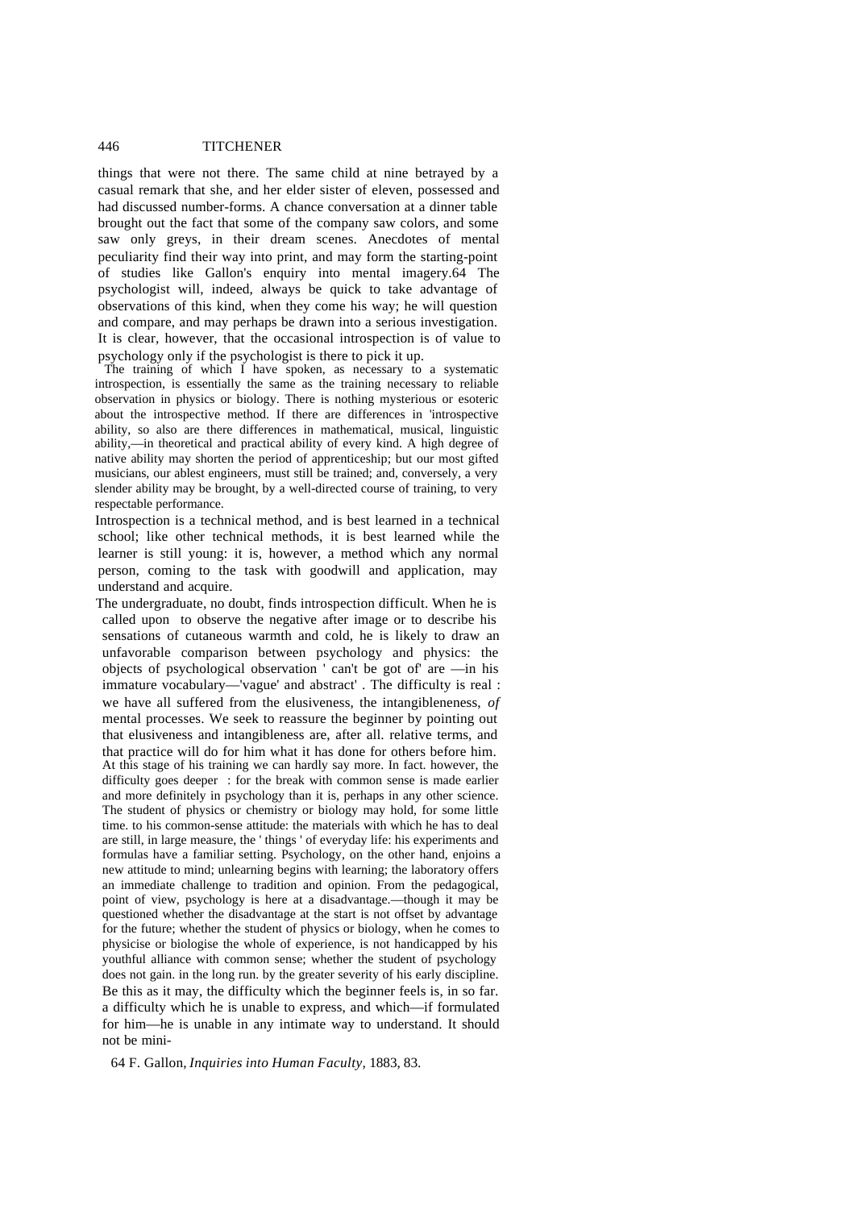things that were not there. The same child at nine betrayed by a casual remark that she, and her elder sister of eleven, possessed and had discussed number-forms. A chance conversation at a dinner table brought out the fact that some of the company saw colors, and some saw only greys, in their dream scenes. Anecdotes of mental peculiarity find their way into print, and may form the starting-point of studies like Gallon's enquiry into mental imagery.[64] The psychologist will, indeed, always be quick to take advantage of observations of this kind, when they come his way; he will question and compare, and may perhaps be drawn into a serious investigation. It is clear, however, that the occasional introspection is of value to psychology only if the psychologist is there to pick it up.

The training of which I have spoken, as necessary to a systematic introspection, is essentially the same as the training necessary to reliable observation in physics or biology. There is nothing mysterious or esoteric about the introspective method. If there are differences in 'introspective ability, so also are there differences in mathematical, musical, linguistic ability,—in theoretical and practical ability of every kind. A high degree of native ability may shorten the period of apprenticeship; but our most gifted musicians, our ablest engineers, must still be trained; and, conversely, a very slender ability may be brought, by a well-directed course of training, to very respectable performance.

Introspection is a technical method, and is best learned in a technical school; like other technical methods, it is best learned while the learner is still young: it is, however, a method which any normal person, coming to the task with goodwill and application, may understand and acquire.

The undergraduate, no doubt, finds introspection difficult. When he is called upon to observe the negative after image or to describe his sensations of cutaneous warmth and cold, he is likely to draw an unfavorable comparison between psychology and physics: the objects of psychological observation ' can't be got of' are —in his immature vocabulary—'vague' and abstract' . The difficulty is real : we have all suffered from the elusiveness, the intangibleness, *of* mental processes. We seek to reassure the beginner by pointing out that elusiveness and intangibleness are, after all. relative terms, and that practice will do for him what it has done for others before him. At this stage of his training we can hardly say more. In fact. however, the difficulty goes deeper : for the break with common sense is made earlier and more definitely in psychology than it is, perhaps in any other science. The student of physics or chemistry or biology may hold, for some little time. to his common-sense attitude: the materials with which he has to deal are still, in large measure, the ' things ' of everyday life: his experiments and formulas have a familiar setting. Psychology, on the other hand, enjoins a new attitude to mind; unlearning begins with learning; the laboratory offers an immediate challenge to tradition and opinion. From the pedagogical, point of view, psychology is here at a disadvantage.—though it may be questioned whether the disadvantage at the start is not offset by advantage for the future; whether the student of physics or biology, when he comes to physicise or biologise the whole of experience, is not handicapped by his youthful alliance with common sense; whether the student of psychology does not gain. in the long run. by the greater severity of his early discipline. Be this as it may, the difficulty which the beginner feels is, in so far. a difficulty which he is unable to express, and which—if formulated for him—he is unable in any intimate way to understand. It should not be mini-

[64] F. Gallon, *Inquiries into Human Faculty,* 1883, 83.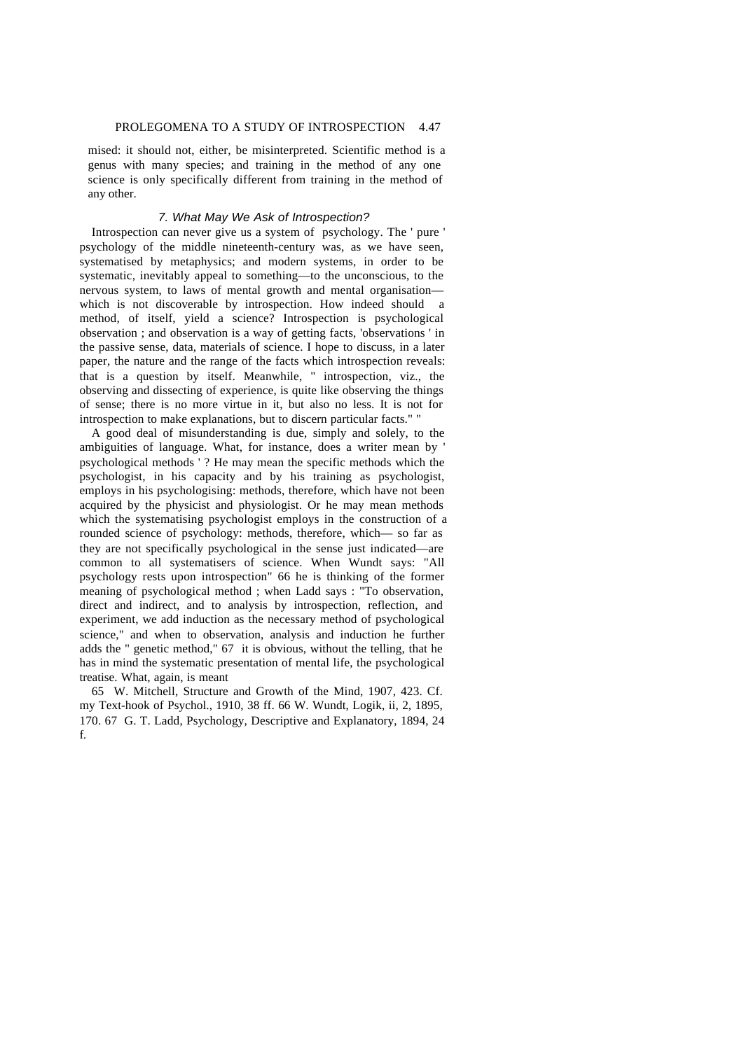mised: it should not, either, be misinterpreted. Scientific method is a genus with many species; and training in the method of any one science is only specifically different from training in the method of any other.

### *7. What May We Ask of Introspection?*

Introspection can never give us a system of psychology. The ' pure ' psychology of the middle nineteenth-century was, as we have seen, systematised by metaphysics; and modern systems, in order to be systematic, inevitably appeal to something—to the unconscious, to the nervous system, to laws of mental growth and mental organisation—which is not discoverable by introspection. How indeed should a method, of itself, yield a science? Introspection is psychological observation ; and observation is a way of getting facts, 'observations ' in the passive sense, data, materials of science. I hope to discuss, in a later paper, the nature and the range of the facts which introspection reveals: that is a question by itself. Meanwhile, " introspection, viz., the observing and dissecting of experience, is quite like observing the things of sense; there is no more virtue in it, but also no less. It is not for introspection to make explanations, but to discern particular facts." "

A good deal of misunderstanding is due, simply and solely, to the ambiguities of language. What, for instance, does a writer mean by ' psychological methods ' ? He may mean the specific methods which the psychologist, in his capacity and by his training as psychologist, employs in his psychologising: methods, therefore, which have not been acquired by the physicist and physiologist. Or he may mean methods which the systematising psychologist employs in the construction of a rounded science of psychology: methods, therefore, which— so far as they are not specifically psychological in the sense just indicated—are common to all systematisers of science. When Wundt says: "All psychology rests upon introspection" 66 he is thinking of the former meaning of psychological method ; when Ladd says : "To observation, direct and indirect, and to analysis by introspection, reflection, and experiment, we add induction as the necessary method of psychological science," and when to observation, analysis and induction he further adds the " genetic method," 67 it is obvious, without the telling, that he has in mind the systematic presentation of mental life, the psychological treatise. What, again, is meant

65 W. Mitchell, Structure and Growth of the Mind, 1907, 423. Cf. my Text-hook of Psychol., 1910, 38 ff. 66 W. Wundt, Logik, ii, 2, 1895, 170. 67 G. T. Ladd, Psychology, Descriptive and Explanatory, 1894, 24 f.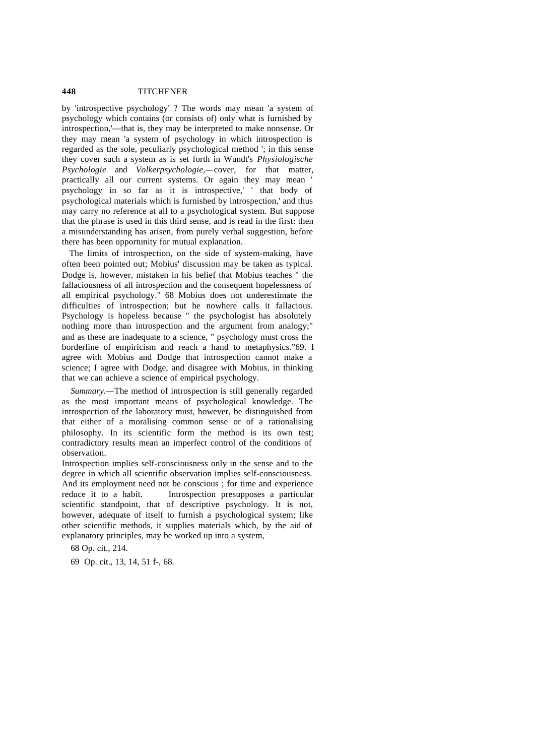by 'introspective psychology' ? The words may mean 'a system of psychology which contains (or consists of) only what is furnished by introspection,'—that is, they may be interpreted to make nonsense. Or they may mean 'a system of psychology in which introspection is regarded as the sole, peculiarly psychological method '; in this sense they cover such a system as is set forth in Wundt's *Physiologische Psychologie* and *Volkerpsychologie,*—cover, for that matter, practically all our current systems. Or again they may mean ' psychology in so far as it is introspective,' ' that body of psychological materials which is furnished by introspection,' and thus may carry no reference at all to a psychological system. But suppose that the phrase is used in this third sense, and is read in the first: then a misunderstanding has arisen, from purely verbal suggestion, before there has been opportunity for mutual explanation.

The limits of introspection, on the side of system-making, have often been pointed out; Mobius' discussion may be taken as typical. Dodge is, however, mistaken in his belief that Mobius teaches " the fallaciousness of all introspection and the consequent hopelessness of all empirical psychology." [68] Mobius does not underestimate the difficulties of introspection; but he nowhere calls it fallacious. Psychology is hopeless because " the psychologist has absolutely nothing more than introspection and the argument from analogy;" and as these are inadequate to a science, " psychology must cross the borderline of empiricism and reach a hand to metaphysics."[69]. I agree with Mobius and Dodge that introspection cannot make a science; I agree with Dodge, and disagree with Mobius, in thinking that we can achieve a science of empirical psychology.

*Summary.*—The method of introspection is still generally regarded as the most important means of psychological knowledge. The introspection of the laboratory must, however, be distinguished from that either of a moralising common sense or of a rationalising philosophy. In its scientific form the method is its own test; contradictory results mean an imperfect control of the conditions of observation.

Introspection implies self-consciousness only in the sense and to the degree in which all scientific observation implies self-consciousness. And its employment need not be conscious ; for time and experience reduce it to a habit. Introspection presupposes a particular scientific standpoint, that of descriptive psychology. It is not, however, adequate of itself to furnish a psychological system; like other scientific methods, it supplies materials which, by the aid of explanatory principles, may be worked up into a system,

68 Op. cit., 214.

69 Op. cit., 13, 14, 51 f-, 68.